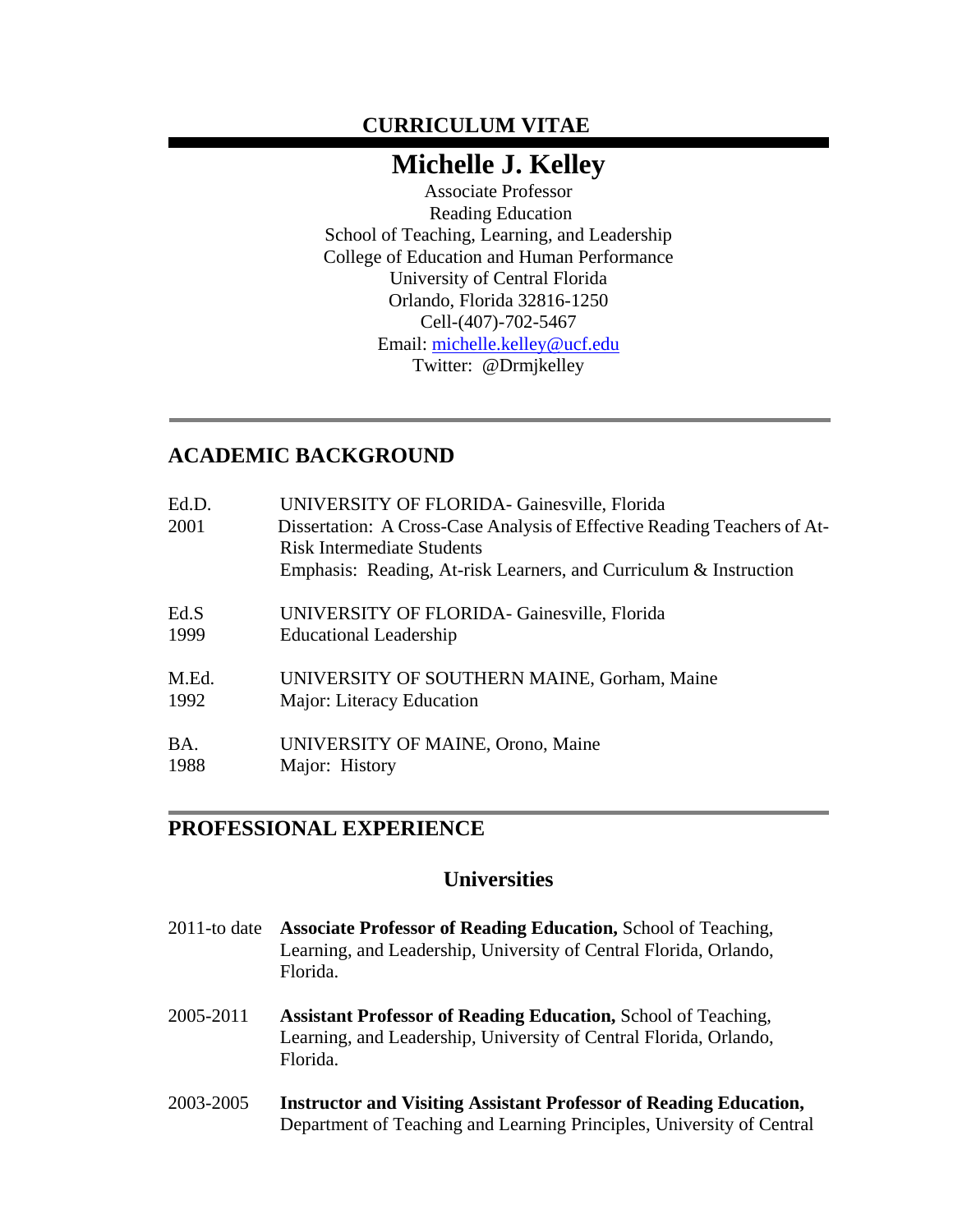# CURRICULUM VITAE

## Michelle J. Kelley

Associate Professor
Reading Education
School of Teaching, Learning, and Leadership
College of Education and Human Performance
University of Central Florida
Orlando, Florida 32816-1250
Cell-(407)-702-5467
Email: michelle.kelley@ucf.edu
Twitter: @Drmjkelley

## ACADEMIC BACKGROUND

Ed.D.
2001
UNIVERSITY OF FLORIDA- Gainesville, Florida
Dissertation: A Cross-Case Analysis of Effective Reading Teachers of At-Risk Intermediate Students
Emphasis: Reading, At-risk Learners, and Curriculum & Instruction

Ed.S
1999
UNIVERSITY OF FLORIDA- Gainesville, Florida
Educational Leadership

M.Ed.
1992
UNIVERSITY OF SOUTHERN MAINE, Gorham, Maine
Major: Literacy Education

BA.
1988
UNIVERSITY OF MAINE, Orono, Maine
Major: History

## PROFESSIONAL EXPERIENCE

### Universities

2011-to date **Associate Professor of Reading Education,** School of Teaching, Learning, and Leadership, University of Central Florida, Orlando, Florida.

2005-2011 **Assistant Professor of Reading Education,** School of Teaching, Learning, and Leadership, University of Central Florida, Orlando, Florida.

2003-2005 **Instructor and Visiting Assistant Professor of Reading Education,** Department of Teaching and Learning Principles, University of Central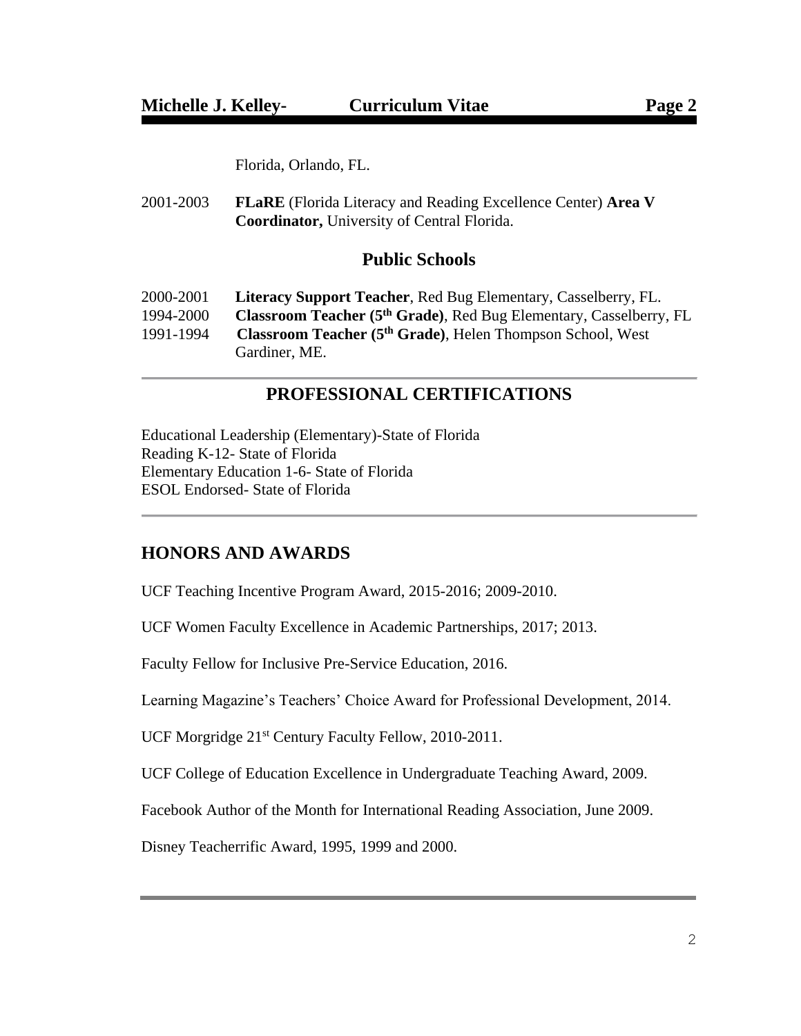Florida, Orlando, FL.

2001-2003 **FLaRE** (Florida Literacy and Reading Excellence Center) **Area V Coordinator,** University of Central Florida.

### Public Schools

2000-2001 **Literacy Support Teacher**, Red Bug Elementary, Casselberry, FL.
1994-2000 **Classroom Teacher (5th Grade)**, Red Bug Elementary, Casselberry, FL
1991-1994 **Classroom Teacher (5th Grade)**, Helen Thompson School, West Gardiner, ME.

## PROFESSIONAL CERTIFICATIONS

Educational Leadership (Elementary)-State of Florida
Reading K-12- State of Florida
Elementary Education 1-6- State of Florida
ESOL Endorsed- State of Florida

## HONORS AND AWARDS

UCF Teaching Incentive Program Award, 2015-2016; 2009-2010.

UCF Women Faculty Excellence in Academic Partnerships, 2017; 2013.

Faculty Fellow for Inclusive Pre-Service Education, 2016.

Learning Magazine's Teachers' Choice Award for Professional Development, 2014.

UCF Morgridge 21st Century Faculty Fellow, 2010-2011.

UCF College of Education Excellence in Undergraduate Teaching Award, 2009.

Facebook Author of the Month for International Reading Association, June 2009.

Disney Teacherrific Award, 1995, 1999 and 2000.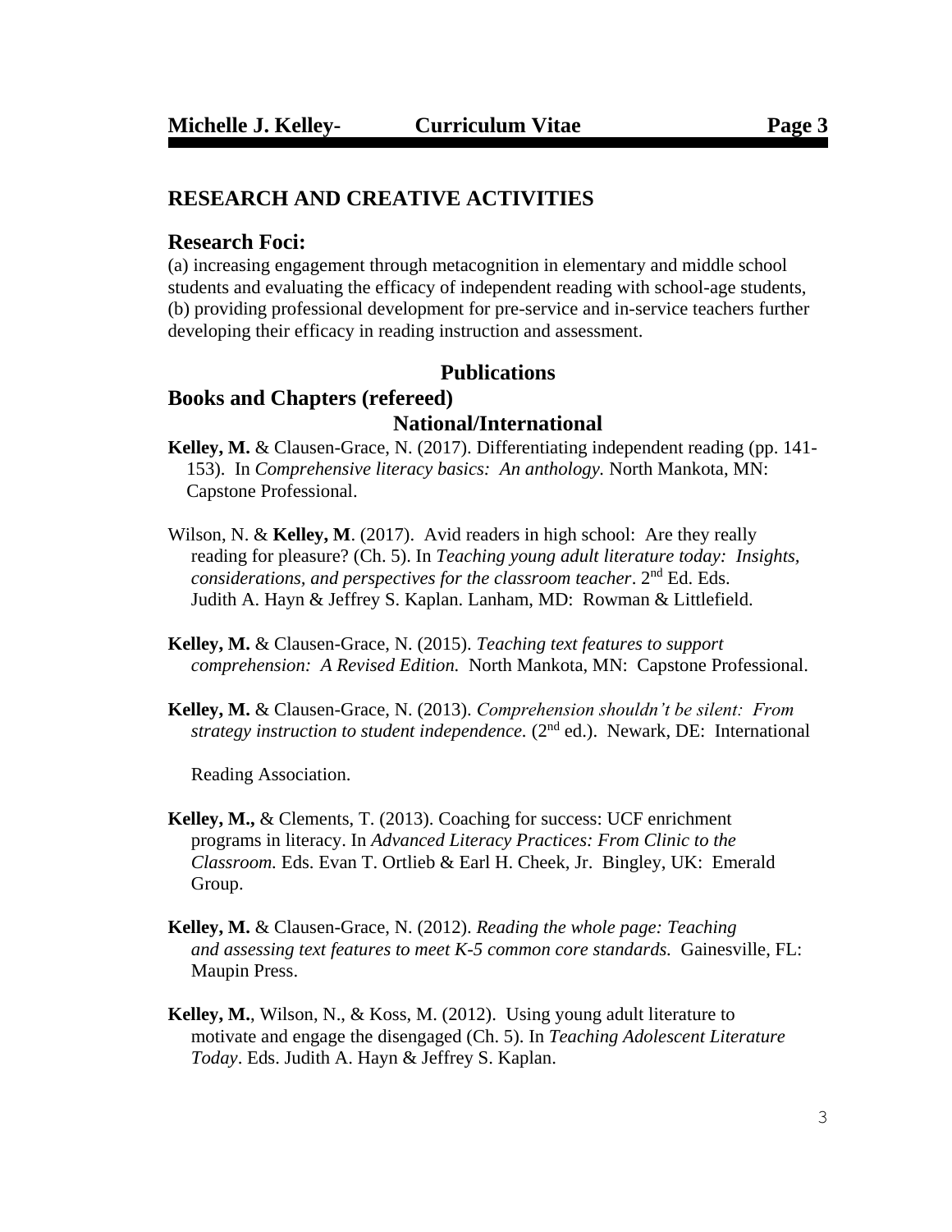## RESEARCH AND CREATIVE ACTIVITIES

### Research Foci:

(a) increasing engagement through metacognition in elementary and middle school students and evaluating the efficacy of independent reading with school-age students, (b) providing professional development for pre-service and in-service teachers further developing their efficacy in reading instruction and assessment.

## Publications

### Books and Chapters (refereed)

#### National/International

**Kelley, M.** & Clausen-Grace, N. (2017). Differentiating independent reading (pp. 141-153). In *Comprehensive literacy basics: An anthology.* North Mankota, MN: Capstone Professional.

Wilson, N. & **Kelley, M**. (2017). Avid readers in high school: Are they really reading for pleasure? (Ch. 5). In *Teaching young adult literature today: Insights, considerations, and perspectives for the classroom teacher*. 2nd Ed. Eds. Judith A. Hayn & Jeffrey S. Kaplan. Lanham, MD: Rowman & Littlefield.

**Kelley, M.** & Clausen-Grace, N. (2015). *Teaching text features to support comprehension: A Revised Edition.* North Mankota, MN: Capstone Professional.

**Kelley, M.** & Clausen-Grace, N. (2013). *Comprehension shouldn't be silent: From strategy instruction to student independence.* (2nd ed.). Newark, DE: International Reading Association.

**Kelley, M.,** & Clements, T. (2013). Coaching for success: UCF enrichment programs in literacy. In *Advanced Literacy Practices: From Clinic to the Classroom.* Eds. Evan T. Ortlieb & Earl H. Cheek, Jr. Bingley, UK: Emerald Group.

**Kelley, M.** & Clausen-Grace, N. (2012). *Reading the whole page: Teaching and assessing text features to meet K-5 common core standards.* Gainesville, FL: Maupin Press.

**Kelley, M.**, Wilson, N., & Koss, M. (2012). Using young adult literature to motivate and engage the disengaged (Ch. 5). In *Teaching Adolescent Literature Today*. Eds. Judith A. Hayn & Jeffrey S. Kaplan.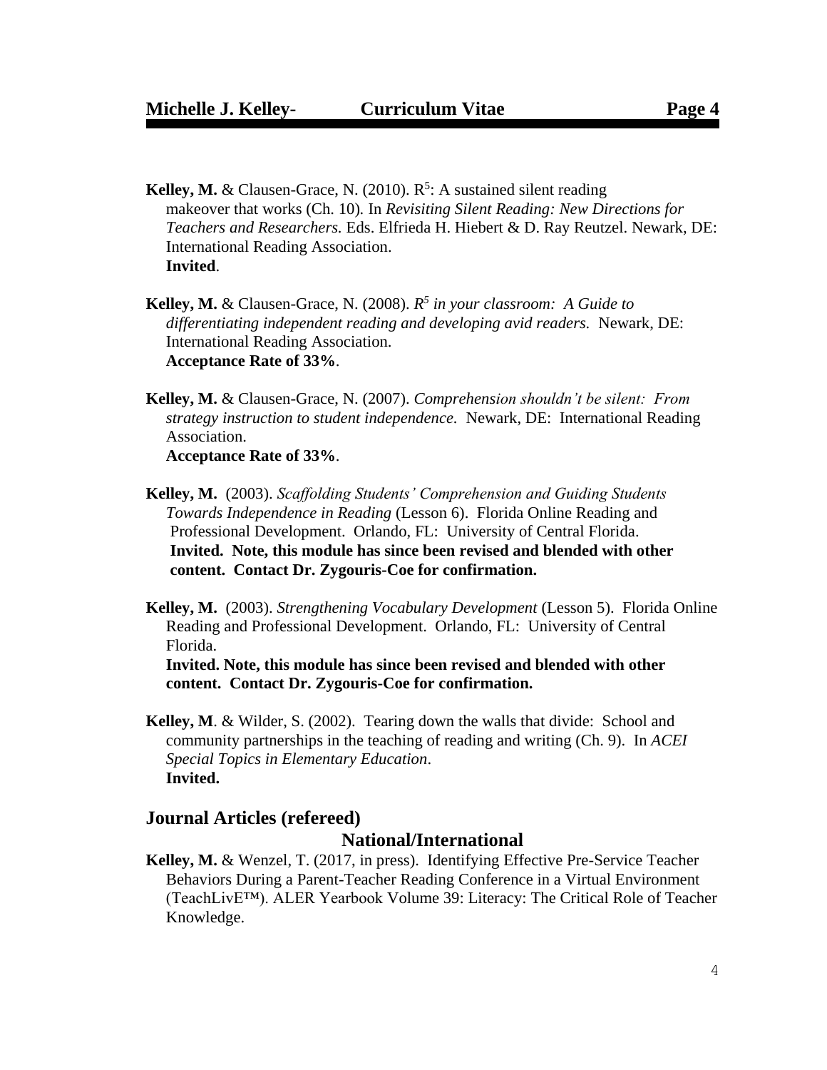**Kelley, M.** & Clausen-Grace, N. (2010). $R^5$: A sustained silent reading makeover that works (Ch. 10). In *Revisiting Silent Reading: New Directions for Teachers and Researchers.* Eds. Elfrieda H. Hiebert & D. Ray Reutzel. Newark, DE: International Reading Association.
**Invited**.

**Kelley, M.** & Clausen-Grace, N. (2008). *$R^5$ in your classroom: A Guide to differentiating independent reading and developing avid readers.* Newark, DE: International Reading Association.
**Acceptance Rate of 33%**.

**Kelley, M.** & Clausen-Grace, N. (2007). *Comprehension shouldn't be silent: From strategy instruction to student independence.* Newark, DE: International Reading Association.
**Acceptance Rate of 33%**.

**Kelley, M.** (2003). *Scaffolding Students' Comprehension and Guiding Students Towards Independence in Reading* (Lesson 6). Florida Online Reading and Professional Development. Orlando, FL: University of Central Florida.
**Invited. Note, this module has since been revised and blended with other content. Contact Dr. Zygouris-Coe for confirmation.**

**Kelley, M.** (2003). *Strengthening Vocabulary Development* (Lesson 5). Florida Online Reading and Professional Development. Orlando, FL: University of Central Florida.
**Invited. Note, this module has since been revised and blended with other content. Contact Dr. Zygouris-Coe for confirmation.**

**Kelley, M**. & Wilder, S. (2002). Tearing down the walls that divide: School and community partnerships in the teaching of reading and writing (Ch. 9). In *ACEI Special Topics in Elementary Education*.
**Invited.**

## Journal Articles (refereed)

### National/International

**Kelley, M.** & Wenzel, T. (2017, in press). Identifying Effective Pre-Service Teacher Behaviors During a Parent-Teacher Reading Conference in a Virtual Environment (TeachLivE™). ALER Yearbook Volume 39: Literacy: The Critical Role of Teacher Knowledge.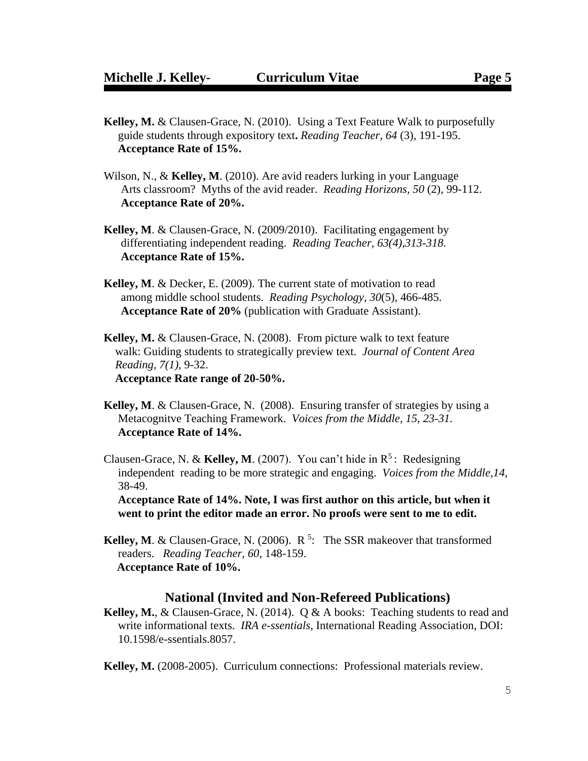**Kelley, M.** & Clausen-Grace, N. (2010). Using a Text Feature Walk to purposefully guide students through expository text**.** *Reading Teacher*, *64* (3), 191-195.
**Acceptance Rate of 15%.**

Wilson, N., & **Kelley, M**. (2010). Are avid readers lurking in your Language Arts classroom? Myths of the avid reader. *Reading Horizons, 50* (2), 99-112.
**Acceptance Rate of 20%.**

**Kelley, M**. & Clausen-Grace, N. (2009/2010). Facilitating engagement by differentiating independent reading. *Reading Teacher, 63(4),313-318.*
**Acceptance Rate of 15%.**

**Kelley, M**. & Decker, E. (2009). The current state of motivation to read among middle school students. *Reading Psychology, 30*(5), 466-485.
**Acceptance Rate of 20%** (publication with Graduate Assistant).

**Kelley, M.** & Clausen-Grace, N. (2008). From picture walk to text feature walk: Guiding students to strategically preview text. *Journal of Content Area Reading, 7(1),* 9-32.
**Acceptance Rate range of 20-50%.**

**Kelley, M**. & Clausen-Grace, N. (2008). Ensuring transfer of strategies by using a Metacognitve Teaching Framework. *Voices from the Middle, 15, 23-31.*
**Acceptance Rate of 14%.**

Clausen-Grace, N. & **Kelley, M**. (2007). You can't hide in $R^5$: Redesigning independent reading to be more strategic and engaging. *Voices from the Middle,14,* 38-49.
**Acceptance Rate of 14%. Note, I was first author on this article, but when it went to print the editor made an error. No proofs were sent to me to edit.**

**Kelley, M**. & Clausen-Grace, N. (2006). $R^5$: The SSR makeover that transformed readers. *Reading Teacher, 60*, 148-159.
**Acceptance Rate of 10%.**

## National (Invited and Non-Refereed Publications)

**Kelley, M.**, & Clausen-Grace, N. (2014). Q & A books: Teaching students to read and write informational texts. *IRA e-ssentials*, International Reading Association, DOI: 10.1598/e-ssentials.8057.

**Kelley, M.** (2008-2005). Curriculum connections: Professional materials review.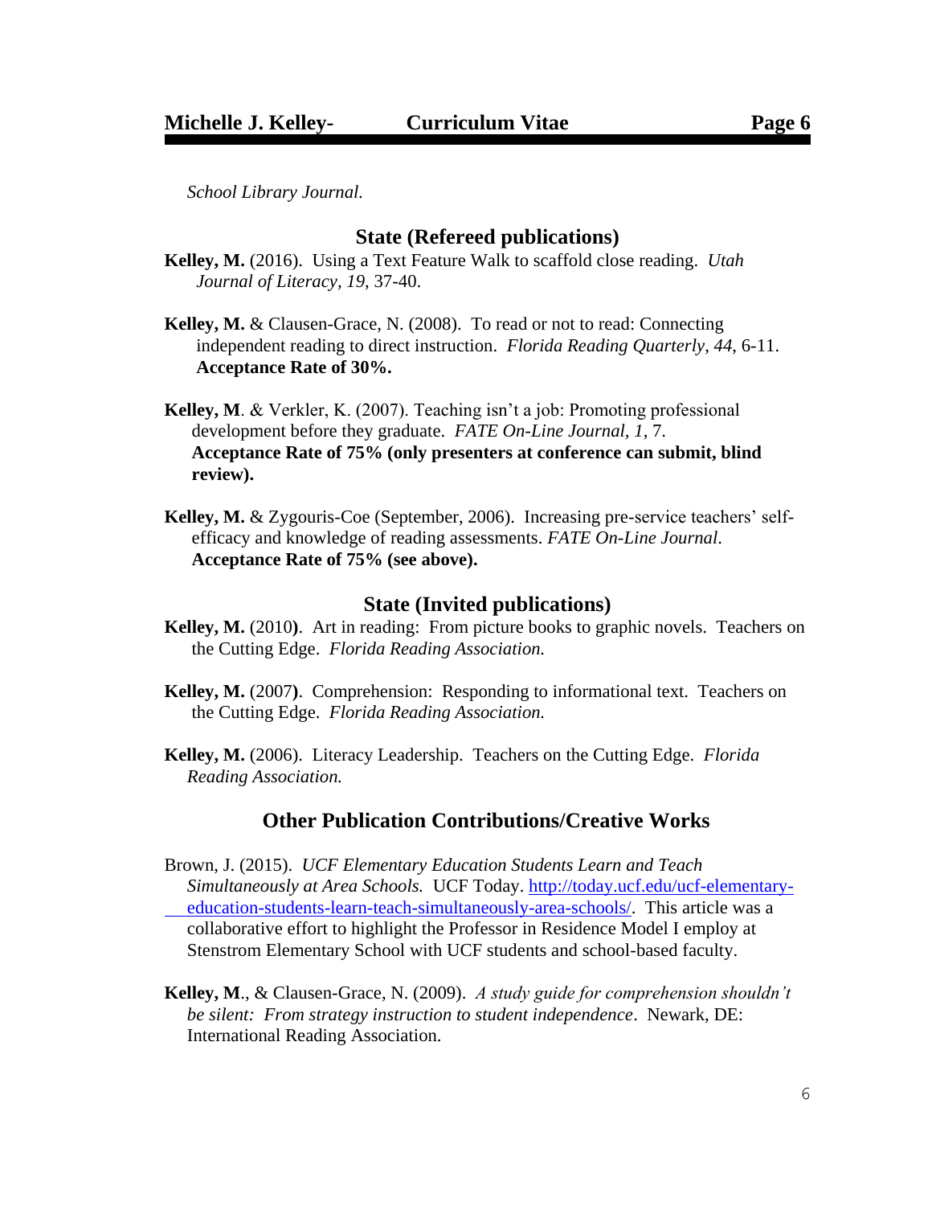*School Library Journal.*

## State (Refereed publications)

**Kelley, M.** (2016). Using a Text Feature Walk to scaffold close reading. *Utah Journal of Literacy, 19*, 37-40.

**Kelley, M.** & Clausen-Grace, N. (2008). To read or not to read: Connecting independent reading to direct instruction. *Florida Reading Quarterly, 44*, 6-11. **Acceptance Rate of 30%.**

**Kelley, M**. & Verkler, K. (2007). Teaching isn't a job: Promoting professional development before they graduate. *FATE On-Line Journal, 1*, 7. **Acceptance Rate of 75% (only presenters at conference can submit, blind review).**

**Kelley, M.** & Zygouris-Coe (September, 2006). Increasing pre-service teachers' self-efficacy and knowledge of reading assessments. *FATE On-Line Journal*. **Acceptance Rate of 75% (see above).**

## State (Invited publications)

**Kelley, M.** (2010**)**. Art in reading: From picture books to graphic novels. Teachers on the Cutting Edge. *Florida Reading Association.*

**Kelley, M.** (2007**)**. Comprehension: Responding to informational text. Teachers on the Cutting Edge. *Florida Reading Association.*

**Kelley, M.** (2006). Literacy Leadership. Teachers on the Cutting Edge. *Florida Reading Association.*

## Other Publication Contributions/Creative Works

Brown, J. (2015). *UCF Elementary Education Students Learn and Teach Simultaneously at Area Schools.* UCF Today. http://today.ucf.edu/ucf-elementary-education-students-learn-teach-simultaneously-area-schools/. This article was a collaborative effort to highlight the Professor in Residence Model I employ at Stenstrom Elementary School with UCF students and school-based faculty.

**Kelley, M**., & Clausen-Grace, N. (2009). *A study guide for comprehension shouldn't be silent: From strategy instruction to student independence*. Newark, DE: International Reading Association.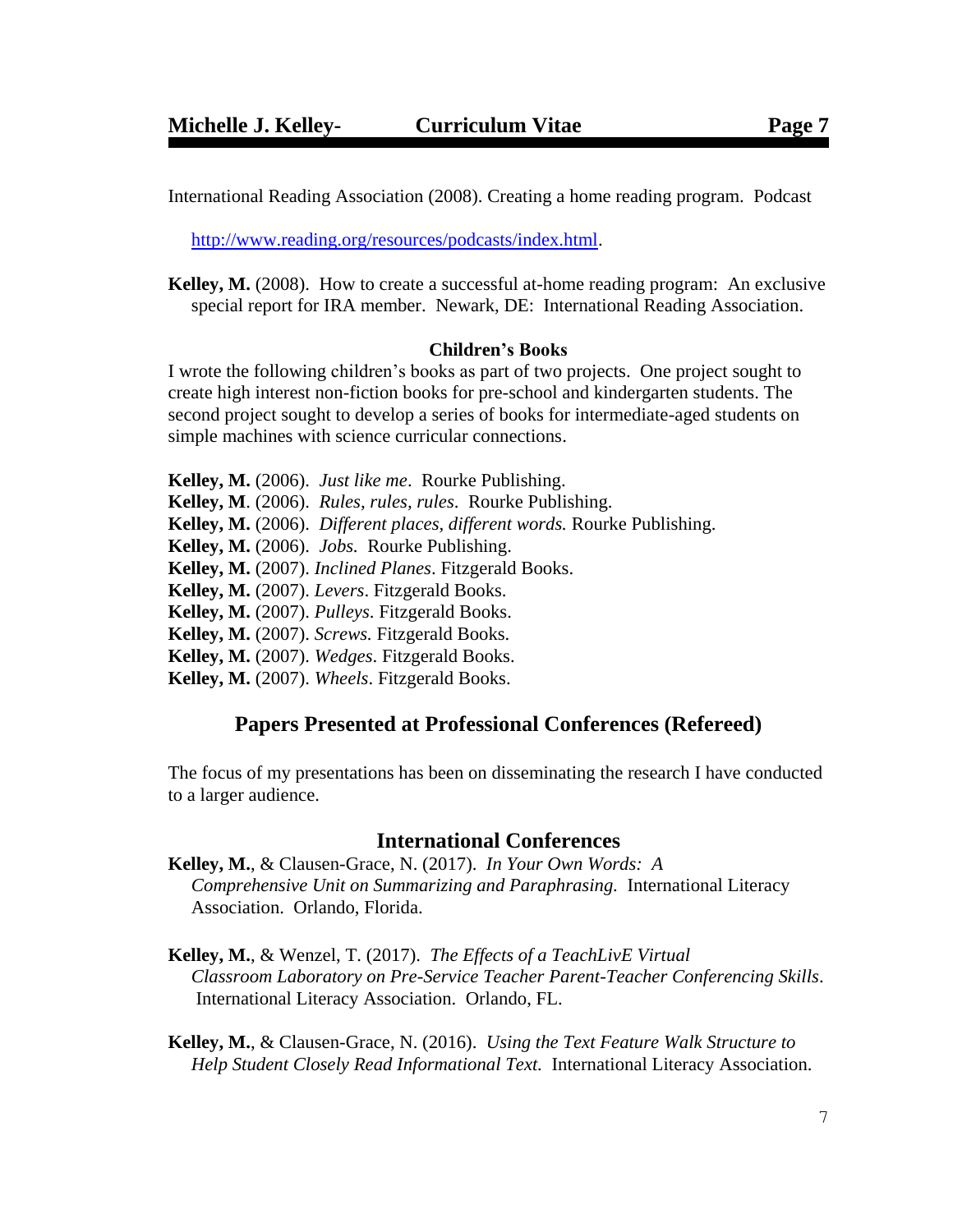International Reading Association (2008). Creating a home reading program. Podcast http://www.reading.org/resources/podcasts/index.html.

**Kelley, M.** (2008). How to create a successful at-home reading program: An exclusive special report for IRA member. Newark, DE: International Reading Association.

### Children's Books

I wrote the following children's books as part of two projects. One project sought to create high interest non-fiction books for pre-school and kindergarten students. The second project sought to develop a series of books for intermediate-aged students on simple machines with science curricular connections.

**Kelley, M.** (2006). *Just like me*. Rourke Publishing.
**Kelley, M**. (2006). *Rules, rules, rules*. Rourke Publishing.
**Kelley, M.** (2006). *Different places, different words.* Rourke Publishing.
**Kelley, M.** (2006). *Jobs.* Rourke Publishing.
**Kelley, M.** (2007). *Inclined Planes*. Fitzgerald Books.
**Kelley, M.** (2007). *Levers*. Fitzgerald Books.
**Kelley, M.** (2007). *Pulleys.* Fitzgerald Books.
**Kelley, M.** (2007). *Screws.* Fitzgerald Books.
**Kelley, M.** (2007). *Wedges.* Fitzgerald Books.
**Kelley, M.** (2007). *Wheels*. Fitzgerald Books.

## Papers Presented at Professional Conferences (Refereed)

The focus of my presentations has been on disseminating the research I have conducted to a larger audience.

### International Conferences

**Kelley, M.**, & Clausen-Grace, N. (2017). *In Your Own Words: A Comprehensive Unit on Summarizing and Paraphrasing.* International Literacy Association. Orlando, Florida.

**Kelley, M.**, & Wenzel, T. (2017). *The Effects of a TeachLivE Virtual Classroom Laboratory on Pre-Service Teacher Parent-Teacher Conferencing Skills*. International Literacy Association. Orlando, FL.

**Kelley, M.**, & Clausen-Grace, N. (2016). *Using the Text Feature Walk Structure to Help Student Closely Read Informational Text.* International Literacy Association.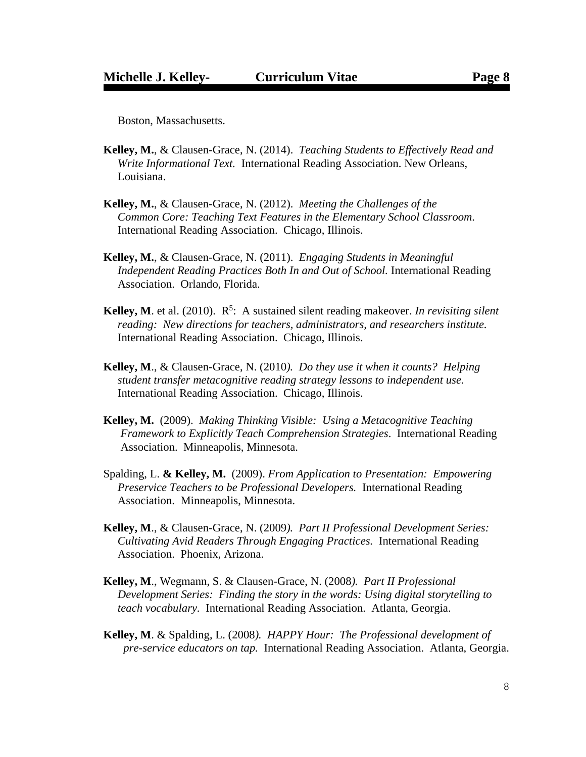Boston, Massachusetts.

**Kelley, M.**, & Clausen-Grace, N. (2014). *Teaching Students to Effectively Read and Write Informational Text.* International Reading Association. New Orleans, Louisiana.

**Kelley, M.**, & Clausen-Grace, N. (2012). *Meeting the Challenges of the Common Core: Teaching Text Features in the Elementary School Classroom.* International Reading Association. Chicago, Illinois.

**Kelley, M.**, & Clausen-Grace, N. (2011). *Engaging Students in Meaningful Independent Reading Practices Both In and Out of School.* International Reading Association. Orlando, Florida.

**Kelley, M**. et al. (2010). $R^5$: A sustained silent reading makeover. *In revisiting silent reading: New directions for teachers, administrators, and researchers institute.* International Reading Association. Chicago, Illinois.

**Kelley, M**., & Clausen-Grace, N. (2010*). Do they use it when it counts? Helping student transfer metacognitive reading strategy lessons to independent use.* International Reading Association. Chicago, Illinois.

**Kelley, M.** (2009). *Making Thinking Visible: Using a Metacognitive Teaching Framework to Explicitly Teach Comprehension Strategies*. International Reading Association. Minneapolis, Minnesota.

Spalding, L. **& Kelley, M.** (2009). *From Application to Presentation: Empowering Preservice Teachers to be Professional Developers.* International Reading Association. Minneapolis, Minnesota.

**Kelley, M**., & Clausen-Grace, N. (2009*). Part II Professional Development Series: Cultivating Avid Readers Through Engaging Practices.* International Reading Association. Phoenix, Arizona.

**Kelley, M**., Wegmann, S. & Clausen-Grace, N. (2008*). Part II Professional Development Series: Finding the story in the words: Using digital storytelling to teach vocabulary*. International Reading Association. Atlanta, Georgia.

**Kelley, M**. & Spalding, L. (2008*). HAPPY Hour: The Professional development of pre-service educators on tap.* International Reading Association. Atlanta, Georgia.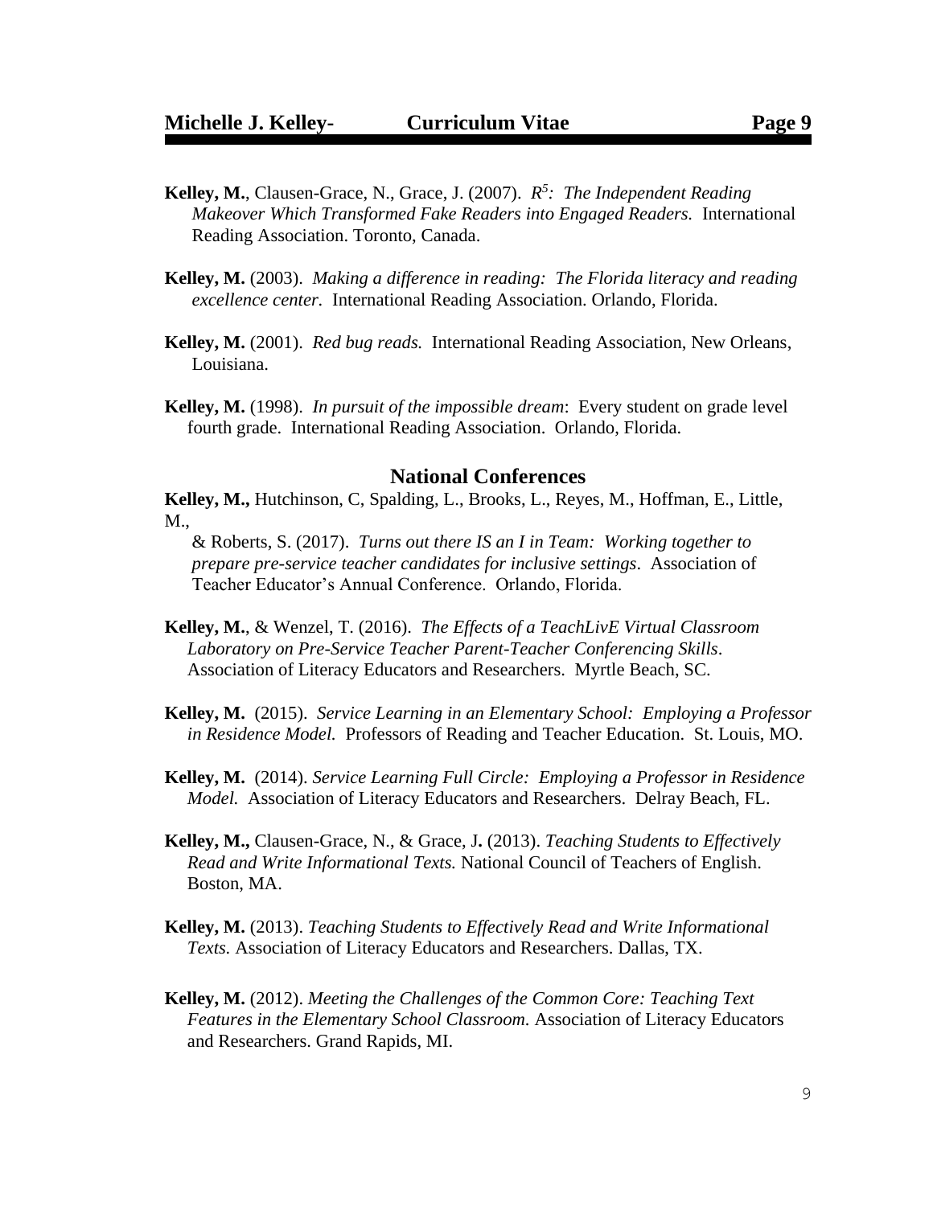**Kelley, M.**, Clausen-Grace, N., Grace, J. (2007). *$R^5$: The Independent Reading Makeover Which Transformed Fake Readers into Engaged Readers.* International Reading Association. Toronto, Canada.

**Kelley, M.** (2003). *Making a difference in reading: The Florida literacy and reading excellence center.* International Reading Association. Orlando, Florida.

**Kelley, M.** (2001). *Red bug reads.* International Reading Association, New Orleans, Louisiana.

**Kelley, M.** (1998). *In pursuit of the impossible dream*: Every student on grade level fourth grade. International Reading Association. Orlando, Florida.

## National Conferences

**Kelley, M.,** Hutchinson, C, Spalding, L., Brooks, L., Reyes, M., Hoffman, E., Little, M., & Roberts, S. (2017). *Turns out there IS an I in Team: Working together to prepare pre-service teacher candidates for inclusive settings*. Association of Teacher Educator's Annual Conference. Orlando, Florida.

**Kelley, M.**, & Wenzel, T. (2016). *The Effects of a TeachLivE Virtual Classroom Laboratory on Pre-Service Teacher Parent-Teacher Conferencing Skills*. Association of Literacy Educators and Researchers. Myrtle Beach, SC.

**Kelley, M.** (2015). *Service Learning in an Elementary School: Employing a Professor in Residence Model.* Professors of Reading and Teacher Education. St. Louis, MO.

**Kelley, M.** (2014). *Service Learning Full Circle: Employing a Professor in Residence Model.* Association of Literacy Educators and Researchers. Delray Beach, FL.

**Kelley, M.,** Clausen-Grace, N., & Grace, J**.** (2013). *Teaching Students to Effectively Read and Write Informational Texts.* National Council of Teachers of English. Boston, MA.

**Kelley, M.** (2013). *Teaching Students to Effectively Read and Write Informational Texts.* Association of Literacy Educators and Researchers. Dallas, TX.

**Kelley, M.** (2012). *Meeting the Challenges of the Common Core: Teaching Text Features in the Elementary School Classroom.* Association of Literacy Educators and Researchers. Grand Rapids, MI.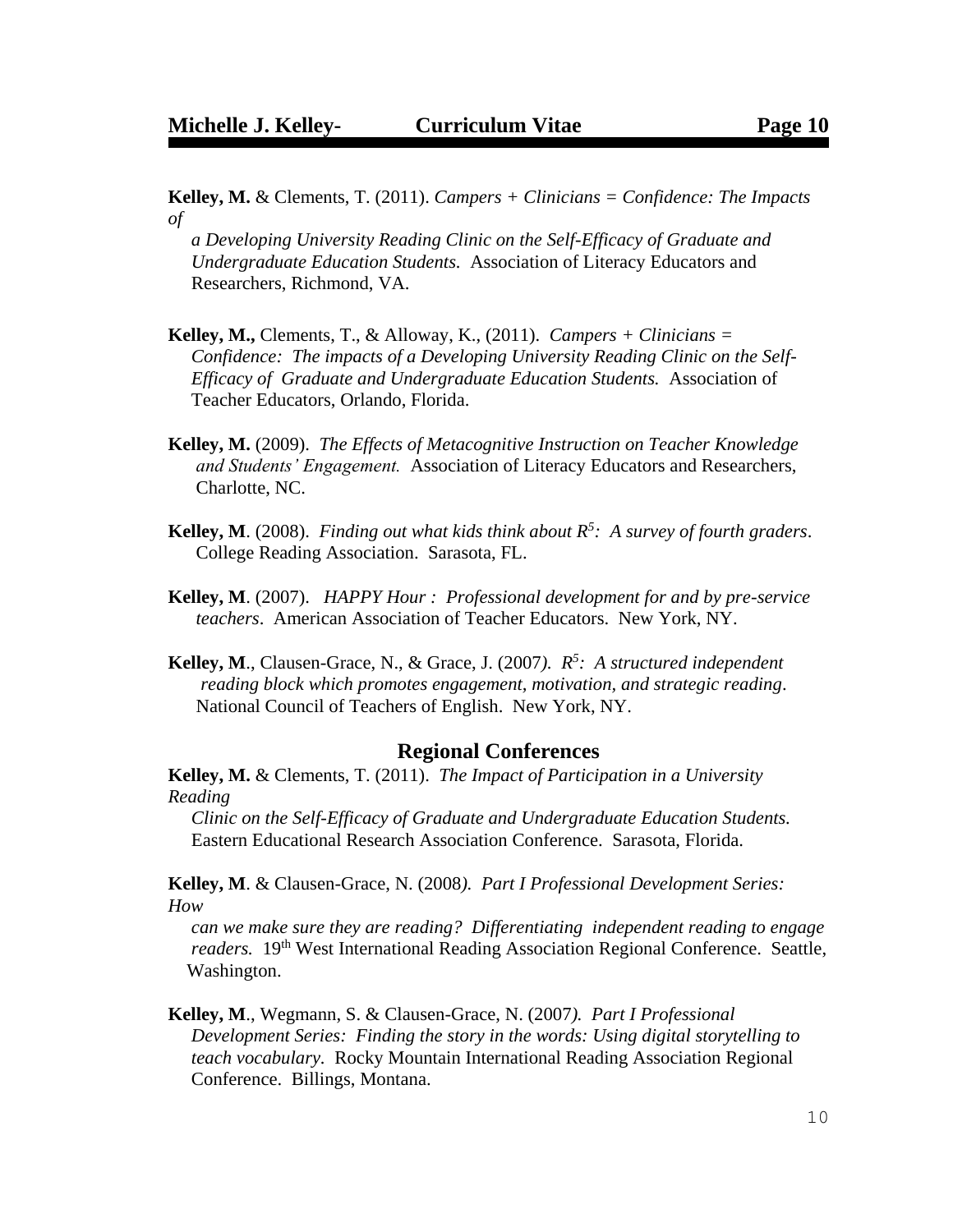**Kelley, M.** & Clements, T. (2011). *Campers + Clinicians = Confidence: The Impacts of a Developing University Reading Clinic on the Self-Efficacy of Graduate and Undergraduate Education Students.* Association of Literacy Educators and Researchers, Richmond, VA.

**Kelley, M.,** Clements, T., & Alloway, K., (2011). *Campers + Clinicians = Confidence: The impacts of a Developing University Reading Clinic on the Self-Efficacy of Graduate and Undergraduate Education Students.* Association of Teacher Educators, Orlando, Florida.

**Kelley, M.** (2009). *The Effects of Metacognitive Instruction on Teacher Knowledge and Students' Engagement.* Association of Literacy Educators and Researchers, Charlotte, NC.

**Kelley, M**. (2008). *Finding out what kids think about $R^5$: A survey of fourth graders*. College Reading Association. Sarasota, FL.

**Kelley, M**. (2007). *HAPPY Hour : Professional development for and by pre-service teachers*. American Association of Teacher Educators. New York, NY.

**Kelley, M**., Clausen-Grace, N., & Grace, J. (2007*). $R^5$: A structured independent reading block which promotes engagement, motivation, and strategic reading*. National Council of Teachers of English. New York, NY.

## Regional Conferences

**Kelley, M.** & Clements, T. (2011). *The Impact of Participation in a University Reading Clinic on the Self-Efficacy of Graduate and Undergraduate Education Students.* Eastern Educational Research Association Conference. Sarasota, Florida.

**Kelley, M**. & Clausen-Grace, N. (2008*). Part I Professional Development Series: How can we make sure they are reading? Differentiating independent reading to engage readers.* 19th West International Reading Association Regional Conference. Seattle, Washington.

**Kelley, M**., Wegmann, S. & Clausen-Grace, N. (2007*). Part I Professional Development Series: Finding the story in the words: Using digital storytelling to teach vocabulary.* Rocky Mountain International Reading Association Regional Conference. Billings, Montana.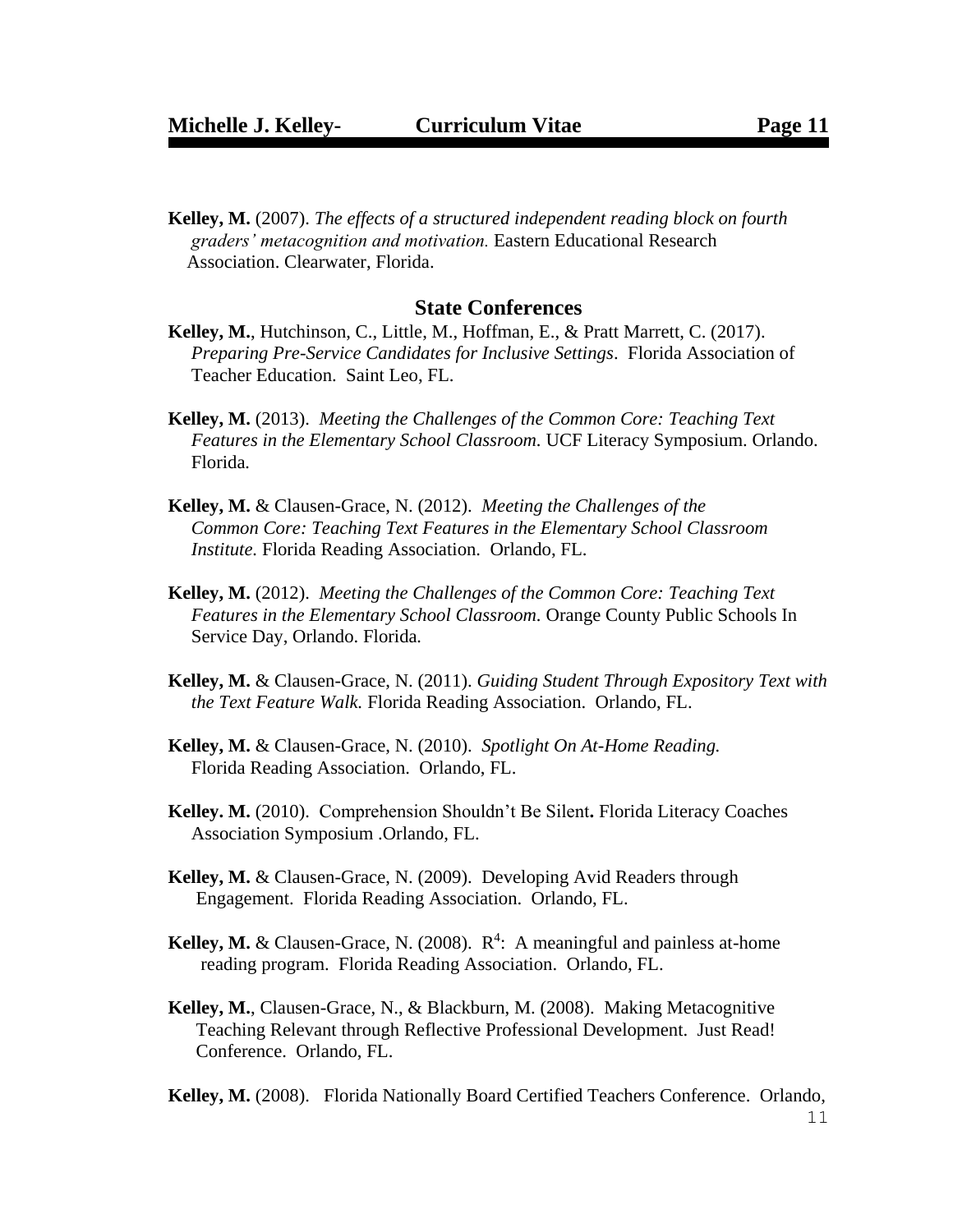**Kelley, M.** (2007). *The effects of a structured independent reading block on fourth graders' metacognition and motivation.* Eastern Educational Research Association. Clearwater, Florida.

## State Conferences

**Kelley, M.**, Hutchinson, C., Little, M., Hoffman, E., & Pratt Marrett, C. (2017). *Preparing Pre-Service Candidates for Inclusive Settings*. Florida Association of Teacher Education. Saint Leo, FL.

**Kelley, M.** (2013). *Meeting the Challenges of the Common Core: Teaching Text Features in the Elementary School Classroom*. UCF Literacy Symposium. Orlando. Florida.

**Kelley, M.** & Clausen-Grace, N. (2012). *Meeting the Challenges of the Common Core: Teaching Text Features in the Elementary School Classroom Institute.* Florida Reading Association. Orlando, FL.

**Kelley, M.** (2012). *Meeting the Challenges of the Common Core: Teaching Text Features in the Elementary School Classroom*. Orange County Public Schools In Service Day, Orlando. Florida.

**Kelley, M.** & Clausen-Grace, N. (2011). *Guiding Student Through Expository Text with the Text Feature Walk.* Florida Reading Association. Orlando, FL.

**Kelley, M.** & Clausen-Grace, N. (2010). *Spotlight On At-Home Reading.* Florida Reading Association. Orlando, FL.

**Kelley. M.** (2010). Comprehension Shouldn't Be Silent**.** Florida Literacy Coaches Association Symposium .Orlando, FL.

**Kelley, M.** & Clausen-Grace, N. (2009). Developing Avid Readers through Engagement. Florida Reading Association. Orlando, FL.

**Kelley, M.** & Clausen-Grace, N. (2008). $R^4$: A meaningful and painless at-home reading program. Florida Reading Association. Orlando, FL.

**Kelley, M.**, Clausen-Grace, N., & Blackburn, M. (2008). Making Metacognitive Teaching Relevant through Reflective Professional Development. Just Read! Conference. Orlando, FL.

**Kelley, M.** (2008). Florida Nationally Board Certified Teachers Conference. Orlando,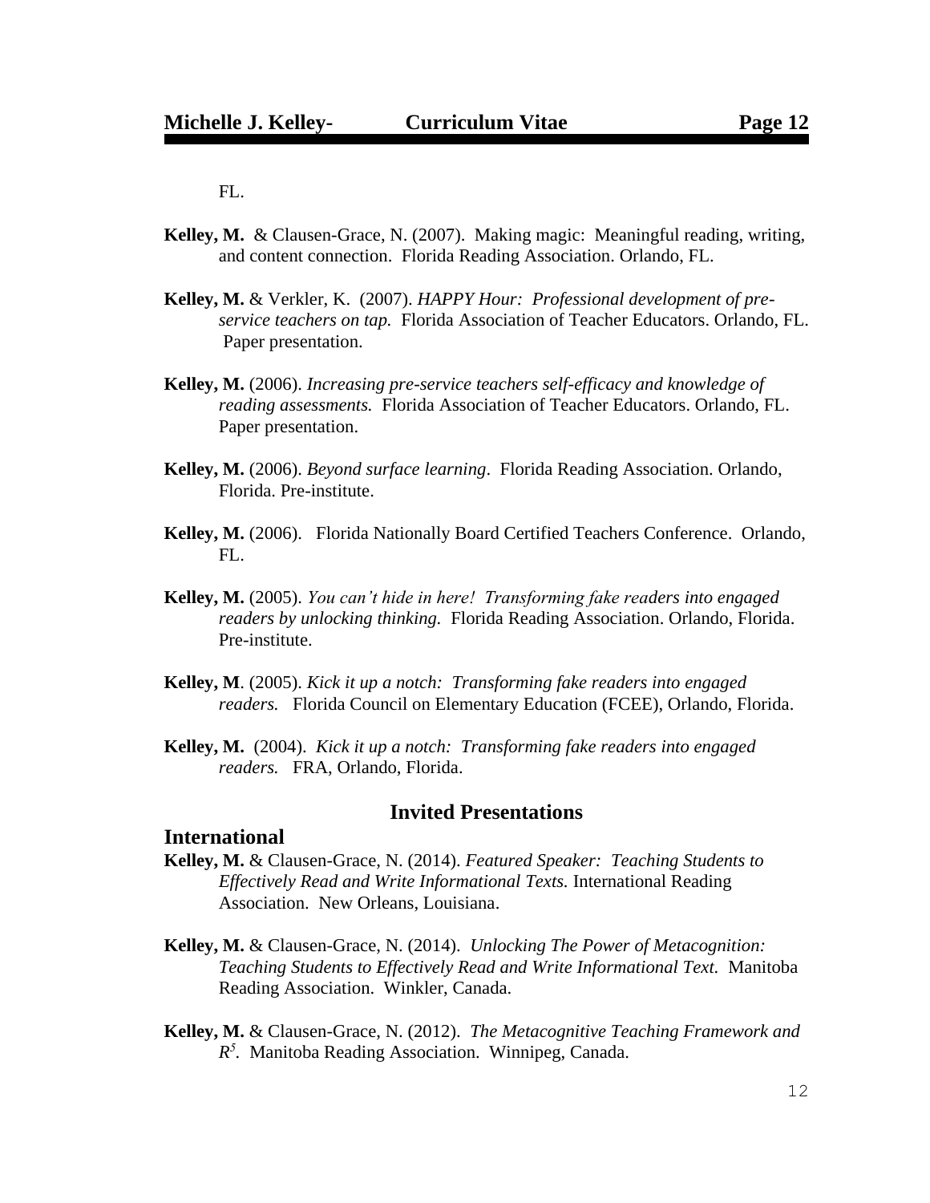FL.

**Kelley, M.** & Clausen-Grace, N. (2007). Making magic: Meaningful reading, writing, and content connection. Florida Reading Association. Orlando, FL.

**Kelley, M.** & Verkler, K. (2007). *HAPPY Hour: Professional development of pre-service teachers on tap.* Florida Association of Teacher Educators. Orlando, FL. Paper presentation.

**Kelley, M.** (2006). *Increasing pre-service teachers self-efficacy and knowledge of reading assessments.* Florida Association of Teacher Educators. Orlando, FL. Paper presentation.

**Kelley, M.** (2006). *Beyond surface learning*. Florida Reading Association. Orlando, Florida. Pre-institute.

**Kelley, M.** (2006). Florida Nationally Board Certified Teachers Conference. Orlando, FL.

**Kelley, M.** (2005). *You can't hide in here! Transforming fake readers into engaged readers by unlocking thinking.* Florida Reading Association. Orlando, Florida. Pre-institute.

**Kelley, M**. (2005). *Kick it up a notch: Transforming fake readers into engaged readers.* Florida Council on Elementary Education (FCEE), Orlando, Florida.

**Kelley, M.** (2004). *Kick it up a notch: Transforming fake readers into engaged readers.* FRA, Orlando, Florida.

## Invited Presentations

### International

**Kelley, M.** & Clausen-Grace, N. (2014). *Featured Speaker: Teaching Students to Effectively Read and Write Informational Texts.* International Reading Association. New Orleans, Louisiana.

**Kelley, M.** & Clausen-Grace, N. (2014). *Unlocking The Power of Metacognition: Teaching Students to Effectively Read and Write Informational Text.* Manitoba Reading Association. Winkler, Canada.

**Kelley, M.** & Clausen-Grace, N. (2012). *The Metacognitive Teaching Framework and $R^5$*. Manitoba Reading Association. Winnipeg, Canada.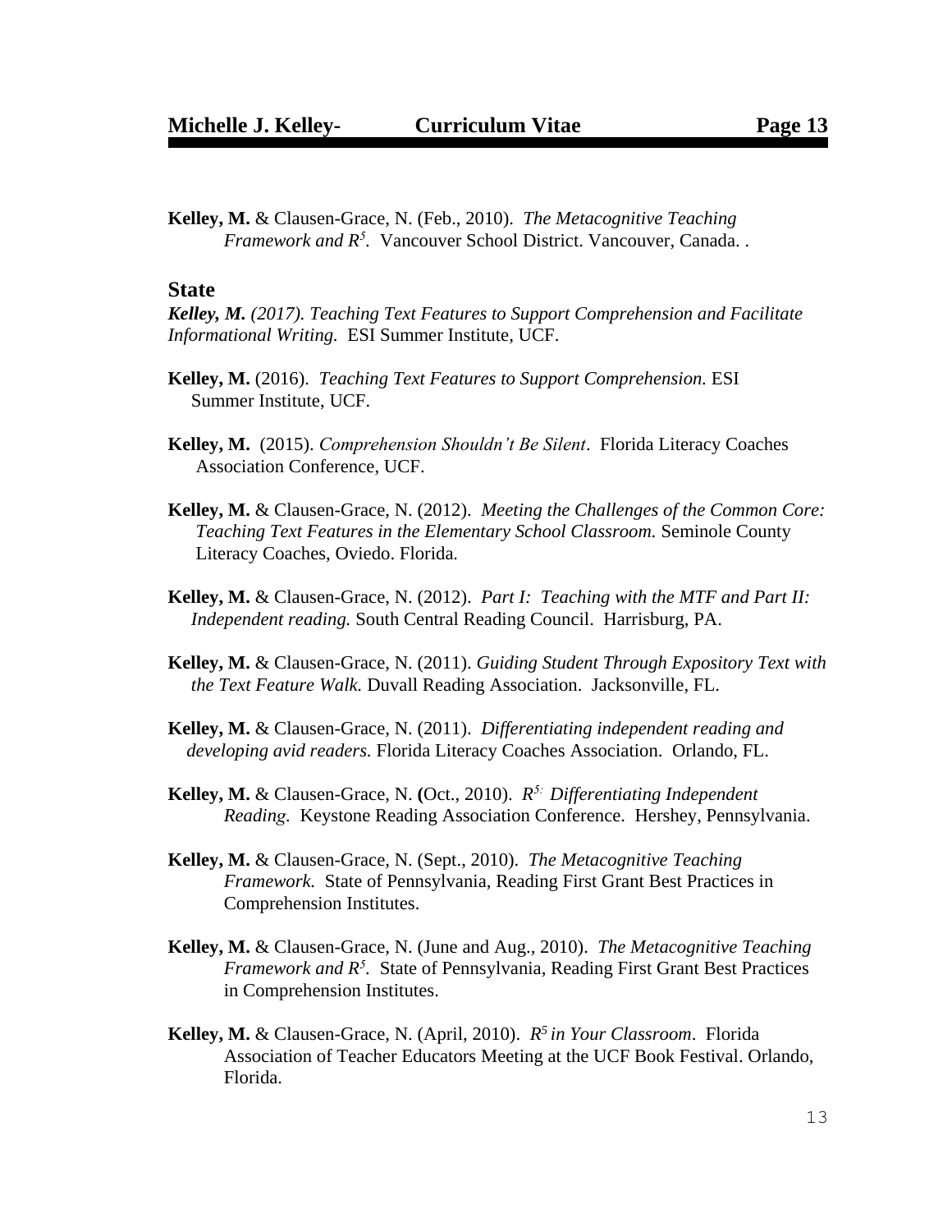**Kelley, M.** & Clausen-Grace, N. (Feb., 2010). *The Metacognitive Teaching Framework and $R^5$.* Vancouver School District. Vancouver, Canada. .

## State

***Kelley, M.*** *(2017). Teaching Text Features to Support Comprehension and Facilitate Informational Writing.* ESI Summer Institute, UCF.

**Kelley, M.** (2016). *Teaching Text Features to Support Comprehension.* ESI Summer Institute, UCF.

**Kelley, M.** (2015). *Comprehension Shouldn't Be Silent*. Florida Literacy Coaches Association Conference, UCF.

**Kelley, M.** & Clausen-Grace, N. (2012). *Meeting the Challenges of the Common Core: Teaching Text Features in the Elementary School Classroom.* Seminole County Literacy Coaches, Oviedo. Florida.

**Kelley, M.** & Clausen-Grace, N. (2012). *Part I: Teaching with the MTF and Part II: Independent reading.* South Central Reading Council. Harrisburg, PA.

**Kelley, M.** & Clausen-Grace, N. (2011). *Guiding Student Through Expository Text with the Text Feature Walk.* Duvall Reading Association. Jacksonville, FL.

**Kelley, M.** & Clausen-Grace, N. (2011). *Differentiating independent reading and developing avid readers.* Florida Literacy Coaches Association. Orlando, FL.

**Kelley, M.** & Clausen-Grace, N. **(**Oct., 2010). *$R^{5:}$ Differentiating Independent Reading.* Keystone Reading Association Conference. Hershey, Pennsylvania.

**Kelley, M.** & Clausen-Grace, N. (Sept., 2010). *The Metacognitive Teaching Framework.* State of Pennsylvania, Reading First Grant Best Practices in Comprehension Institutes.

**Kelley, M.** & Clausen-Grace, N. (June and Aug., 2010). *The Metacognitive Teaching Framework and $R^5$.* State of Pennsylvania, Reading First Grant Best Practices in Comprehension Institutes.

**Kelley, M.** & Clausen-Grace, N. (April, 2010). *$R^5$ in Your Classroom*. Florida Association of Teacher Educators Meeting at the UCF Book Festival. Orlando, Florida.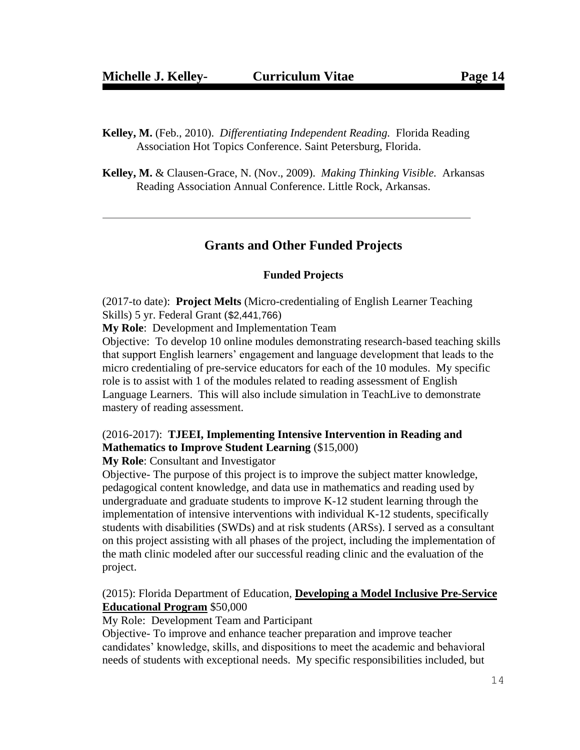**Kelley, M.** (Feb., 2010). *Differentiating Independent Reading.* Florida Reading Association Hot Topics Conference. Saint Petersburg, Florida.

**Kelley, M.** & Clausen-Grace, N. (Nov., 2009). *Making Thinking Visible.* Arkansas Reading Association Annual Conference. Little Rock, Arkansas.

---

## Grants and Other Funded Projects

### Funded Projects

(2017-to date): **Project Melts** (Micro-credentialing of English Learner Teaching Skills) 5 yr. Federal Grant ($2,441,766)
**My Role**: Development and Implementation Team
Objective: To develop 10 online modules demonstrating research-based teaching skills that support English learners' engagement and language development that leads to the micro credentialing of pre-service educators for each of the 10 modules. My specific role is to assist with 1 of the modules related to reading assessment of English Language Learners. This will also include simulation in TeachLive to demonstrate mastery of reading assessment.

(2016-2017): **TJEEI, Implementing Intensive Intervention in Reading and Mathematics to Improve Student Learning** ($15,000)
**My Role**: Consultant and Investigator
Objective- The purpose of this project is to improve the subject matter knowledge, pedagogical content knowledge, and data use in mathematics and reading used by undergraduate and graduate students to improve K-12 student learning through the implementation of intensive interventions with individual K-12 students, specifically students with disabilities (SWDs) and at risk students (ARSs). I served as a consultant on this project assisting with all phases of the project, including the implementation of the math clinic modeled after our successful reading clinic and the evaluation of the project.

(2015): Florida Department of Education, **Developing a Model Inclusive Pre-Service Educational Program** $50,000
My Role: Development Team and Participant
Objective- To improve and enhance teacher preparation and improve teacher candidates' knowledge, skills, and dispositions to meet the academic and behavioral needs of students with exceptional needs. My specific responsibilities included, but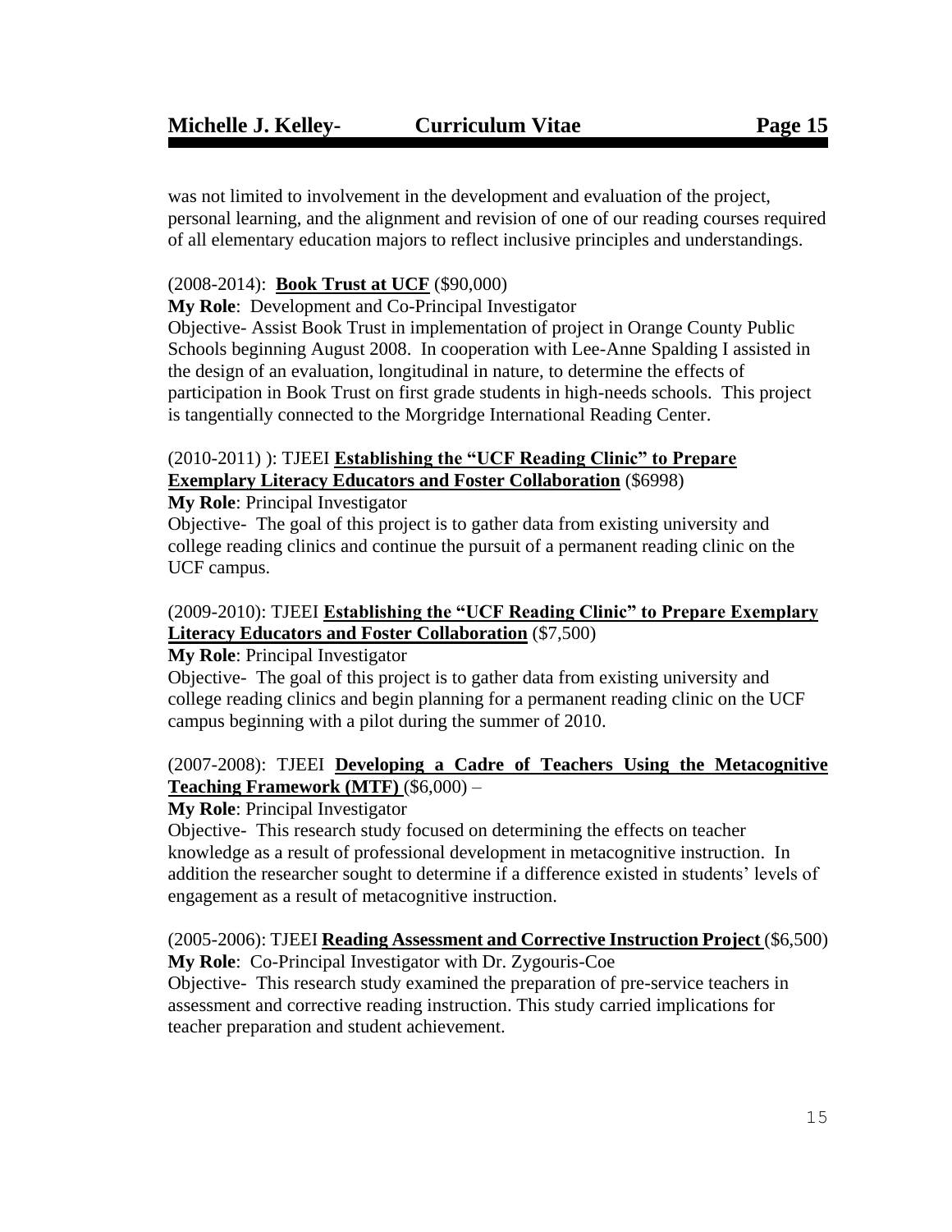was not limited to involvement in the development and evaluation of the project, personal learning, and the alignment and revision of one of our reading courses required of all elementary education majors to reflect inclusive principles and understandings.

(2008-2014): **Book Trust at UCF** ($90,000)
**My Role**: Development and Co-Principal Investigator
Objective- Assist Book Trust in implementation of project in Orange County Public Schools beginning August 2008. In cooperation with Lee-Anne Spalding I assisted in the design of an evaluation, longitudinal in nature, to determine the effects of participation in Book Trust on first grade students in high-needs schools. This project is tangentially connected to the Morgridge International Reading Center.

(2010-2011) ): TJEEI **Establishing the "UCF Reading Clinic" to Prepare Exemplary Literacy Educators and Foster Collaboration** ($6998)
**My Role**: Principal Investigator
Objective- The goal of this project is to gather data from existing university and college reading clinics and continue the pursuit of a permanent reading clinic on the UCF campus.

(2009-2010): TJEEI **Establishing the "UCF Reading Clinic" to Prepare Exemplary Literacy Educators and Foster Collaboration** ($7,500)
**My Role**: Principal Investigator
Objective- The goal of this project is to gather data from existing university and college reading clinics and begin planning for a permanent reading clinic on the UCF campus beginning with a pilot during the summer of 2010.

(2007-2008): TJEEI **Developing a Cadre of Teachers Using the Metacognitive Teaching Framework (MTF)** ($6,000) –
**My Role**: Principal Investigator
Objective- This research study focused on determining the effects on teacher knowledge as a result of professional development in metacognitive instruction. In addition the researcher sought to determine if a difference existed in students' levels of engagement as a result of metacognitive instruction.

(2005-2006): TJEEI **Reading Assessment and Corrective Instruction Project** ($6,500)
**My Role**: Co-Principal Investigator with Dr. Zygouris-Coe
Objective- This research study examined the preparation of pre-service teachers in assessment and corrective reading instruction. This study carried implications for teacher preparation and student achievement.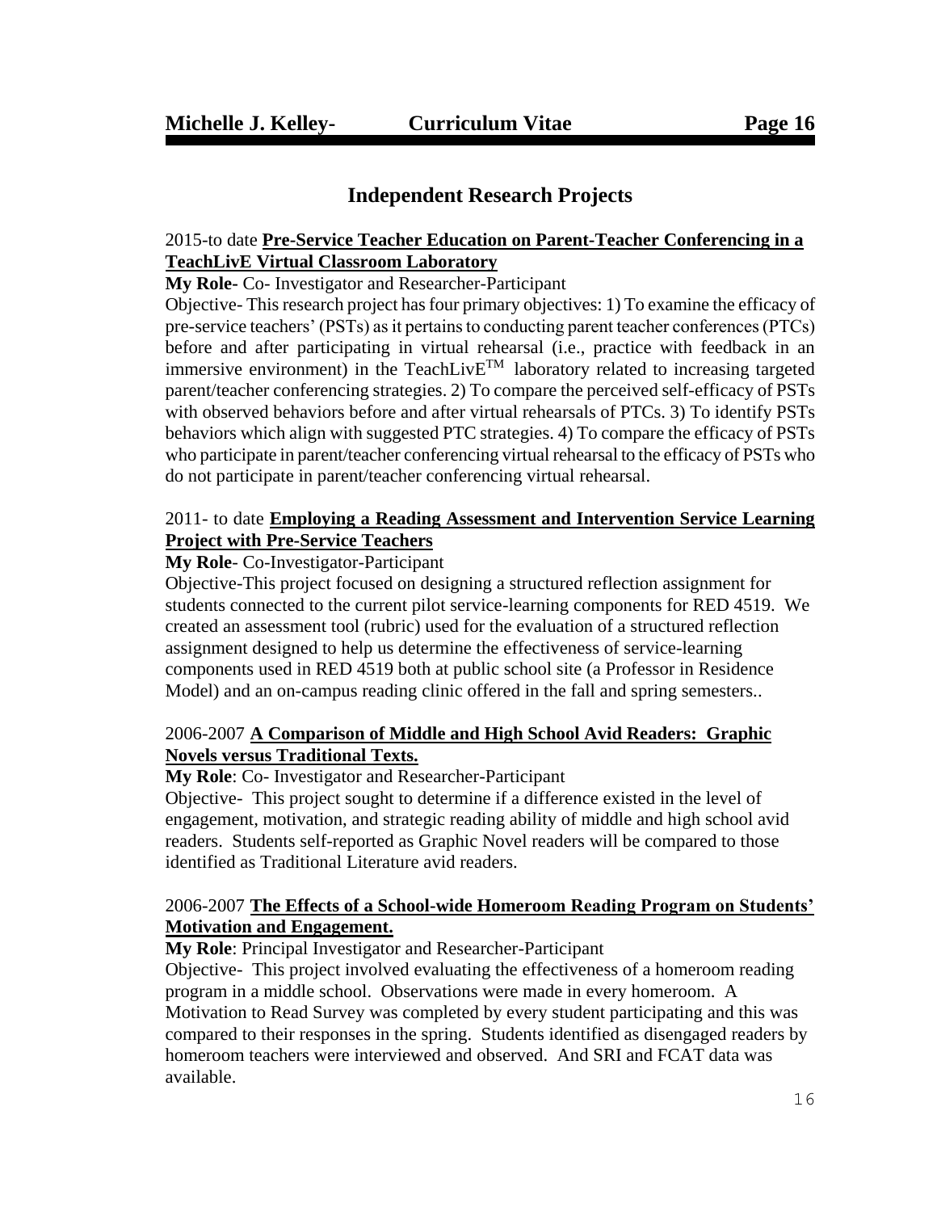## Independent Research Projects

2015-to date **<u>Pre-Service Teacher Education on Parent-Teacher Conferencing in a TeachLivE Virtual Classroom Laboratory</u>**

**My Role-** Co- Investigator and Researcher-Participant

Objective- This research project has four primary objectives: 1) To examine the efficacy of pre-service teachers' (PSTs) as it pertains to conducting parent teacher conferences (PTCs) before and after participating in virtual rehearsal (i.e., practice with feedback in an immersive environment) in the TeachLivE$^{TM}$ laboratory related to increasing targeted parent/teacher conferencing strategies. 2) To compare the perceived self-efficacy of PSTs with observed behaviors before and after virtual rehearsals of PTCs. 3) To identify PSTs behaviors which align with suggested PTC strategies. 4) To compare the efficacy of PSTs who participate in parent/teacher conferencing virtual rehearsal to the efficacy of PSTs who do not participate in parent/teacher conferencing virtual rehearsal.

2011- to date **<u>Employing a Reading Assessment and Intervention Service Learning Project with Pre-Service Teachers</u>**

**My Role**- Co-Investigator-Participant

Objective-This project focused on designing a structured reflection assignment for students connected to the current pilot service-learning components for RED 4519. We created an assessment tool (rubric) used for the evaluation of a structured reflection assignment designed to help us determine the effectiveness of service-learning components used in RED 4519 both at public school site (a Professor in Residence Model) and an on-campus reading clinic offered in the fall and spring semesters..

2006-2007 **<u>A Comparison of Middle and High School Avid Readers: Graphic Novels versus Traditional Texts.</u>**

**My Role**: Co- Investigator and Researcher-Participant

Objective- This project sought to determine if a difference existed in the level of engagement, motivation, and strategic reading ability of middle and high school avid readers. Students self-reported as Graphic Novel readers will be compared to those identified as Traditional Literature avid readers.

2006-2007 **<u>The Effects of a School-wide Homeroom Reading Program on Students' Motivation and Engagement.</u>**

**My Role**: Principal Investigator and Researcher-Participant

Objective- This project involved evaluating the effectiveness of a homeroom reading program in a middle school. Observations were made in every homeroom. A Motivation to Read Survey was completed by every student participating and this was compared to their responses in the spring. Students identified as disengaged readers by homeroom teachers were interviewed and observed. And SRI and FCAT data was available.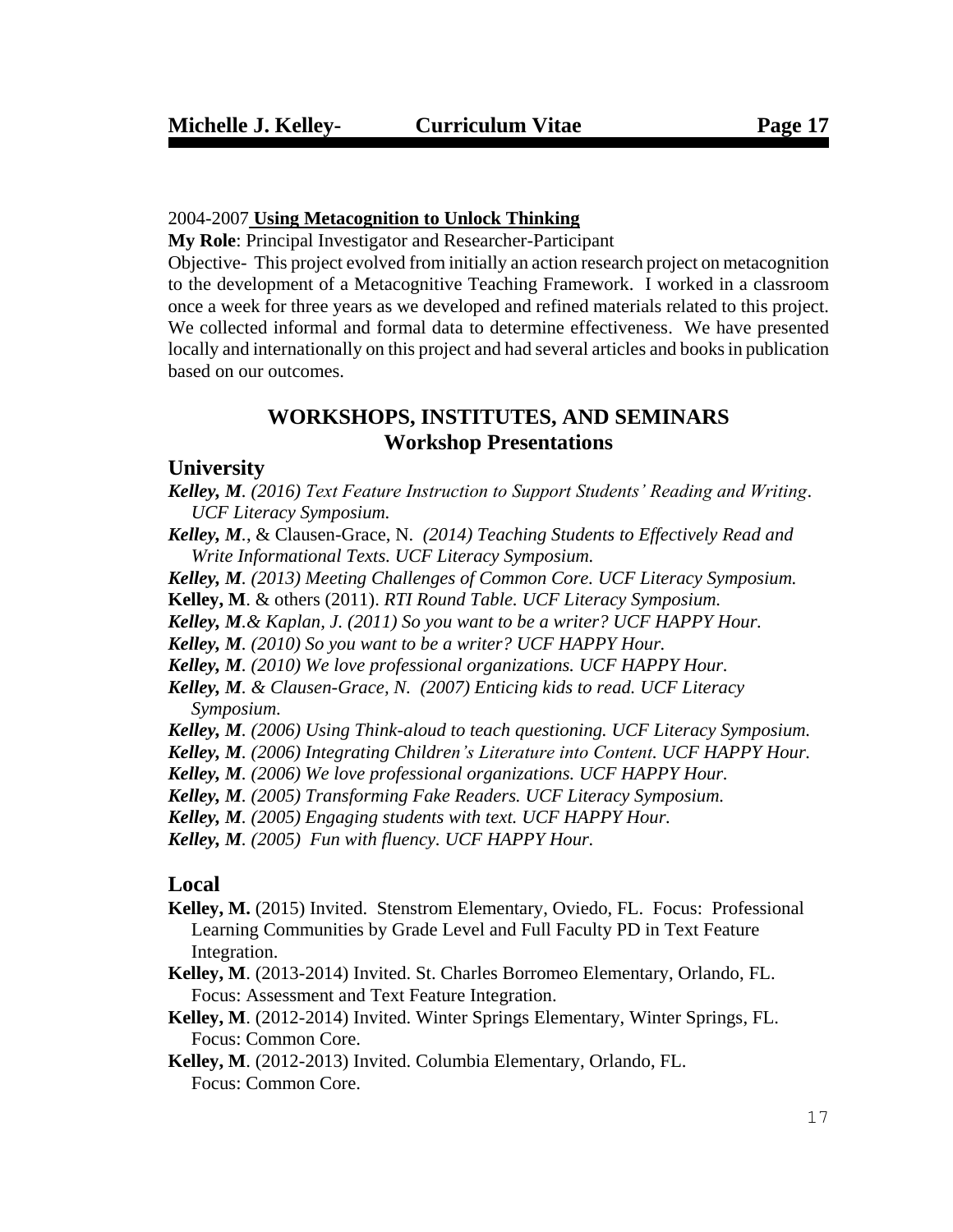2004-2007 **<u>Using Metacognition to Unlock Thinking</u>**

**My Role**: Principal Investigator and Researcher-Participant

Objective- This project evolved from initially an action research project on metacognition to the development of a Metacognitive Teaching Framework. I worked in a classroom once a week for three years as we developed and refined materials related to this project. We collected informal and formal data to determine effectiveness. We have presented locally and internationally on this project and had several articles and books in publication based on our outcomes.

## WORKSHOPS, INSTITUTES, AND SEMINARS

## Workshop Presentations

### University

***Kelley, M****. (2016) Text Feature Instruction to Support Students' Reading and Writing. UCF Literacy Symposium.*

***Kelley, M****.*, & Clausen-Grace, N. *(2014) Teaching Students to Effectively Read and Write Informational Texts. UCF Literacy Symposium.*

***Kelley, M****. (2013) Meeting Challenges of Common Core. UCF Literacy Symposium.*

**Kelley, M**. & others (2011). *RTI Round Table. UCF Literacy Symposium.*

***Kelley, M****.& Kaplan, J. (2011) So you want to be a writer? UCF HAPPY Hour.*

***Kelley, M****. (2010) So you want to be a writer? UCF HAPPY Hour.*

***Kelley, M****. (2010) We love professional organizations. UCF HAPPY Hour.*

***Kelley, M****. & Clausen-Grace, N. (2007) Enticing kids to read. UCF Literacy Symposium.*

***Kelley, M****. (2006) Using Think-aloud to teach questioning. UCF Literacy Symposium.*

***Kelley, M****. (2006) Integrating Children's Literature into Content. UCF HAPPY Hour.*

***Kelley, M****. (2006) We love professional organizations. UCF HAPPY Hour.*

***Kelley, M****. (2005) Transforming Fake Readers. UCF Literacy Symposium.*

***Kelley, M****. (2005) Engaging students with text. UCF HAPPY Hour.*

***Kelley, M****. (2005) Fun with fluency. UCF HAPPY Hour.*

### Local

**Kelley, M.** (2015) Invited. Stenstrom Elementary, Oviedo, FL. Focus: Professional Learning Communities by Grade Level and Full Faculty PD in Text Feature Integration.

**Kelley, M**. (2013-2014) Invited. St. Charles Borromeo Elementary, Orlando, FL. Focus: Assessment and Text Feature Integration.

**Kelley, M**. (2012-2014) Invited. Winter Springs Elementary, Winter Springs, FL. Focus: Common Core.

**Kelley, M**. (2012-2013) Invited. Columbia Elementary, Orlando, FL. Focus: Common Core.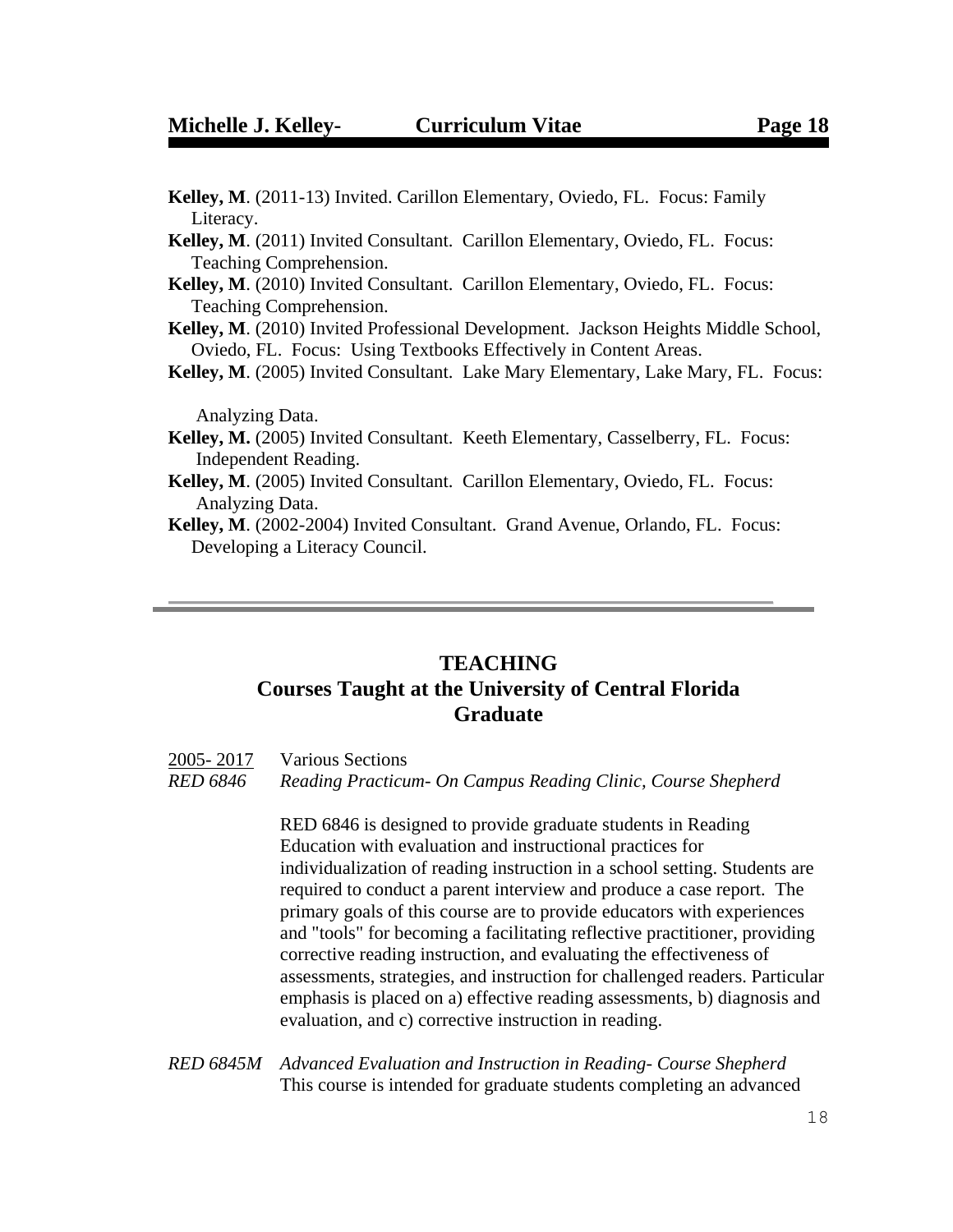**Kelley, M**. (2011-13) Invited. Carillon Elementary, Oviedo, FL. Focus: Family Literacy.

**Kelley, M**. (2011) Invited Consultant. Carillon Elementary, Oviedo, FL. Focus: Teaching Comprehension.

**Kelley, M**. (2010) Invited Consultant. Carillon Elementary, Oviedo, FL. Focus: Teaching Comprehension.

**Kelley, M**. (2010) Invited Professional Development. Jackson Heights Middle School, Oviedo, FL. Focus: Using Textbooks Effectively in Content Areas.

**Kelley, M**. (2005) Invited Consultant. Lake Mary Elementary, Lake Mary, FL. Focus: Analyzing Data.

**Kelley, M.** (2005) Invited Consultant. Keeth Elementary, Casselberry, FL. Focus: Independent Reading.

**Kelley, M**. (2005) Invited Consultant. Carillon Elementary, Oviedo, FL. Focus: Analyzing Data.

**Kelley, M**. (2002-2004) Invited Consultant. Grand Avenue, Orlando, FL. Focus: Developing a Literacy Council.

---

## TEACHING
## Courses Taught at the University of Central Florida
## Graduate

2005- 2017 Various Sections

*RED 6846* *Reading Practicum- On Campus Reading Clinic, Course Shepherd*

RED 6846 is designed to provide graduate students in Reading Education with evaluation and instructional practices for individualization of reading instruction in a school setting. Students are required to conduct a parent interview and produce a case report. The primary goals of this course are to provide educators with experiences and "tools" for becoming a facilitating reflective practitioner, providing corrective reading instruction, and evaluating the effectiveness of assessments, strategies, and instruction for challenged readers. Particular emphasis is placed on a) effective reading assessments, b) diagnosis and evaluation, and c) corrective instruction in reading.

*RED 6845M* *Advanced Evaluation and Instruction in Reading- Course Shepherd*

This course is intended for graduate students completing an advanced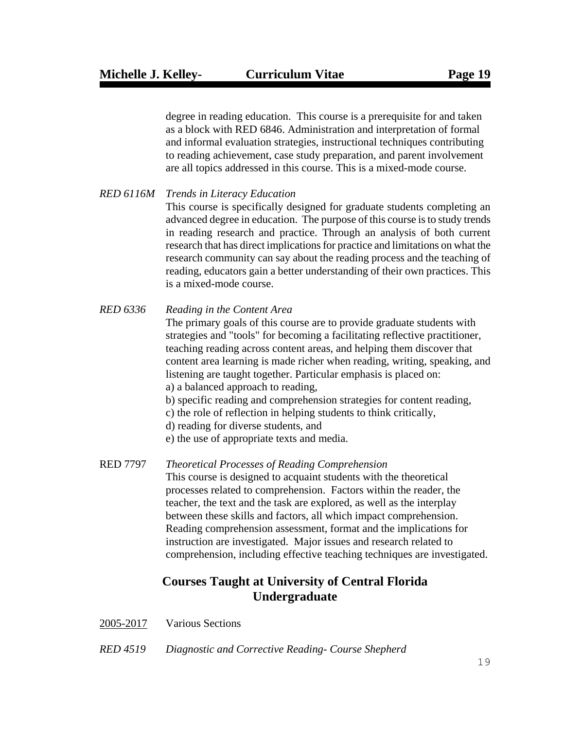degree in reading education. This course is a prerequisite for and taken as a block with RED 6846. Administration and interpretation of formal and informal evaluation strategies, instructional techniques contributing to reading achievement, case study preparation, and parent involvement are all topics addressed in this course. This is a mixed-mode course.

*RED 6116M* *Trends in Literacy Education*
This course is specifically designed for graduate students completing an advanced degree in education. The purpose of this course is to study trends in reading research and practice. Through an analysis of both current research that has direct implications for practice and limitations on what the research community can say about the reading process and the teaching of reading, educators gain a better understanding of their own practices. This is a mixed-mode course.

*RED 6336* *Reading in the Content Area*
The primary goals of this course are to provide graduate students with strategies and "tools" for becoming a facilitating reflective practitioner, teaching reading across content areas, and helping them discover that content area learning is made richer when reading, writing, speaking, and listening are taught together. Particular emphasis is placed on:
a) a balanced approach to reading,
b) specific reading and comprehension strategies for content reading,
c) the role of reflection in helping students to think critically,
d) reading for diverse students, and
e) the use of appropriate texts and media.

RED 7797 *Theoretical Processes of Reading Comprehension*
This course is designed to acquaint students with the theoretical processes related to comprehension. Factors within the reader, the teacher, the text and the task are explored, as well as the interplay between these skills and factors, all which impact comprehension. Reading comprehension assessment, format and the implications for instruction are investigated. Major issues and research related to comprehension, including effective teaching techniques are investigated.

## Courses Taught at University of Central Florida
## Undergraduate

2005-2017 Various Sections

*RED 4519* *Diagnostic and Corrective Reading- Course Shepherd*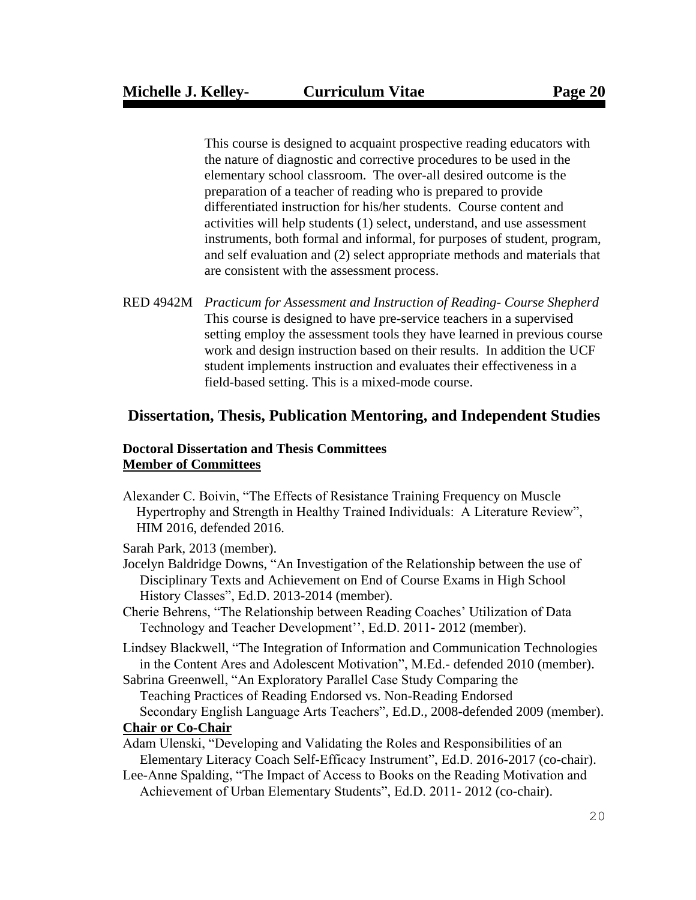This course is designed to acquaint prospective reading educators with the nature of diagnostic and corrective procedures to be used in the elementary school classroom. The over-all desired outcome is the preparation of a teacher of reading who is prepared to provide differentiated instruction for his/her students. Course content and activities will help students (1) select, understand, and use assessment instruments, both formal and informal, for purposes of student, program, and self evaluation and (2) select appropriate methods and materials that are consistent with the assessment process.

RED 4942M *Practicum for Assessment and Instruction of Reading- Course Shepherd*
This course is designed to have pre-service teachers in a supervised setting employ the assessment tools they have learned in previous course work and design instruction based on their results. In addition the UCF student implements instruction and evaluates their effectiveness in a field-based setting. This is a mixed-mode course.

## Dissertation, Thesis, Publication Mentoring, and Independent Studies

**Doctoral Dissertation and Thesis Committees**
**Member of Committees**

Alexander C. Boivin, "The Effects of Resistance Training Frequency on Muscle Hypertrophy and Strength in Healthy Trained Individuals: A Literature Review", HIM 2016, defended 2016.

Sarah Park, 2013 (member).

Jocelyn Baldridge Downs, "An Investigation of the Relationship between the use of Disciplinary Texts and Achievement on End of Course Exams in High School History Classes", Ed.D. 2013-2014 (member).

Cherie Behrens, "The Relationship between Reading Coaches' Utilization of Data Technology and Teacher Development'', Ed.D. 2011- 2012 (member).

Lindsey Blackwell, "The Integration of Information and Communication Technologies in the Content Ares and Adolescent Motivation", M.Ed.- defended 2010 (member).

Sabrina Greenwell, "An Exploratory Parallel Case Study Comparing the Teaching Practices of Reading Endorsed vs. Non-Reading Endorsed Secondary English Language Arts Teachers", Ed.D., 2008-defended 2009 (member).

**Chair or Co-Chair**

Adam Ulenski, "Developing and Validating the Roles and Responsibilities of an Elementary Literacy Coach Self-Efficacy Instrument", Ed.D. 2016-2017 (co-chair).

Lee-Anne Spalding, "The Impact of Access to Books on the Reading Motivation and Achievement of Urban Elementary Students", Ed.D. 2011- 2012 (co-chair).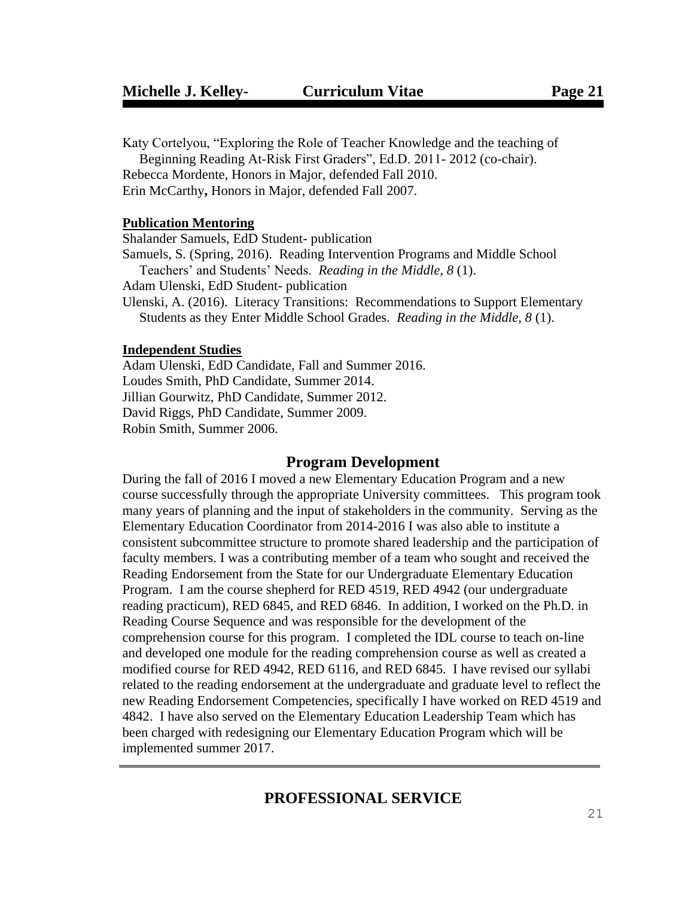Katy Cortelyou, "Exploring the Role of Teacher Knowledge and the teaching of Beginning Reading At-Risk First Graders", Ed.D. 2011- 2012 (co-chair).
Rebecca Mordente, Honors in Major, defended Fall 2010.
Erin McCarthy**,** Honors in Major, defended Fall 2007.

**Publication Mentoring**

Shalander Samuels, EdD Student- publication
Samuels, S. (Spring, 2016). Reading Intervention Programs and Middle School Teachers' and Students' Needs. *Reading in the Middle, 8* (1).
Adam Ulenski, EdD Student- publication
Ulenski, A. (2016). Literacy Transitions: Recommendations to Support Elementary Students as they Enter Middle School Grades. *Reading in the Middle, 8* (1).

**Independent Studies**

Adam Ulenski, EdD Candidate, Fall and Summer 2016.
Loudes Smith, PhD Candidate, Summer 2014.
Jillian Gourwitz, PhD Candidate, Summer 2012.
David Riggs, PhD Candidate, Summer 2009.
Robin Smith, Summer 2006.

## Program Development

During the fall of 2016 I moved a new Elementary Education Program and a new course successfully through the appropriate University committees. This program took many years of planning and the input of stakeholders in the community. Serving as the Elementary Education Coordinator from 2014-2016 I was also able to institute a consistent subcommittee structure to promote shared leadership and the participation of faculty members. I was a contributing member of a team who sought and received the Reading Endorsement from the State for our Undergraduate Elementary Education Program. I am the course shepherd for RED 4519, RED 4942 (our undergraduate reading practicum), RED 6845, and RED 6846. In addition, I worked on the Ph.D. in Reading Course Sequence and was responsible for the development of the comprehension course for this program. I completed the IDL course to teach on-line and developed one module for the reading comprehension course as well as created a modified course for RED 4942, RED 6116, and RED 6845. I have revised our syllabi related to the reading endorsement at the undergraduate and graduate level to reflect the new Reading Endorsement Competencies, specifically I have worked on RED 4519 and 4842. I have also served on the Elementary Education Leadership Team which has been charged with redesigning our Elementary Education Program which will be implemented summer 2017.

---

## PROFESSIONAL SERVICE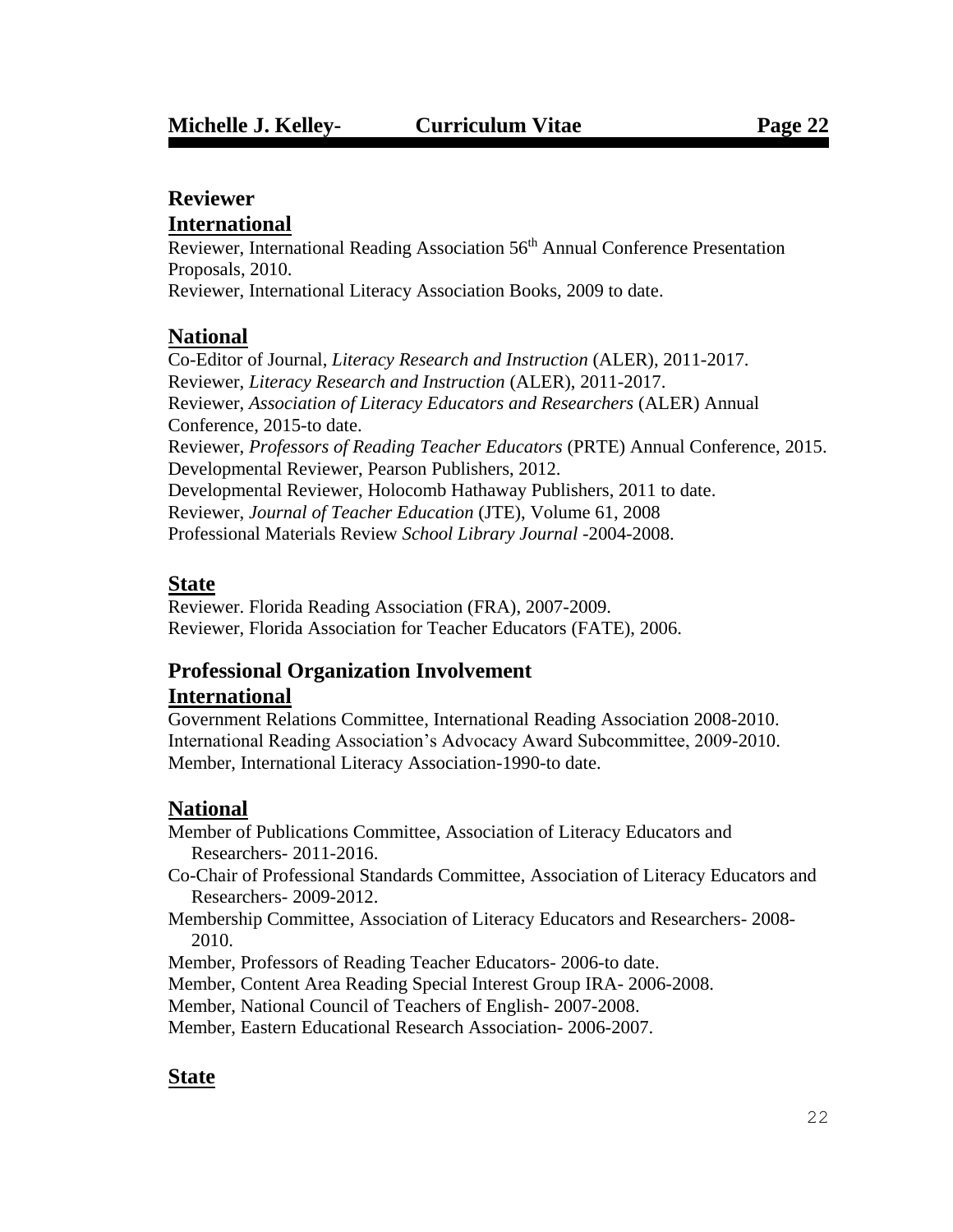## Reviewer

### International

Reviewer, International Reading Association 56th Annual Conference Presentation Proposals, 2010.
Reviewer, International Literacy Association Books, 2009 to date.

### National

Co-Editor of Journal, *Literacy Research and Instruction* (ALER), 2011-2017.
Reviewer, *Literacy Research and Instruction* (ALER), 2011-2017.
Reviewer, *Association of Literacy Educators and Researchers* (ALER) Annual Conference, 2015-to date.
Reviewer, *Professors of Reading Teacher Educators* (PRTE) Annual Conference, 2015.
Developmental Reviewer, Pearson Publishers, 2012.
Developmental Reviewer, Holocomb Hathaway Publishers, 2011 to date.
Reviewer, *Journal of Teacher Education* (JTE), Volume 61, 2008
Professional Materials Review *School Library Journal* -2004-2008.

### State

Reviewer. Florida Reading Association (FRA), 2007-2009.
Reviewer, Florida Association for Teacher Educators (FATE), 2006.

## Professional Organization Involvement

### International

Government Relations Committee, International Reading Association 2008-2010.
International Reading Association's Advocacy Award Subcommittee, 2009-2010.
Member, International Literacy Association-1990-to date.

### National

Member of Publications Committee, Association of Literacy Educators and Researchers- 2011-2016.
Co-Chair of Professional Standards Committee, Association of Literacy Educators and Researchers- 2009-2012.
Membership Committee, Association of Literacy Educators and Researchers- 2008-2010.
Member, Professors of Reading Teacher Educators- 2006-to date.
Member, Content Area Reading Special Interest Group IRA- 2006-2008.
Member, National Council of Teachers of English- 2007-2008.
Member, Eastern Educational Research Association- 2006-2007.

### State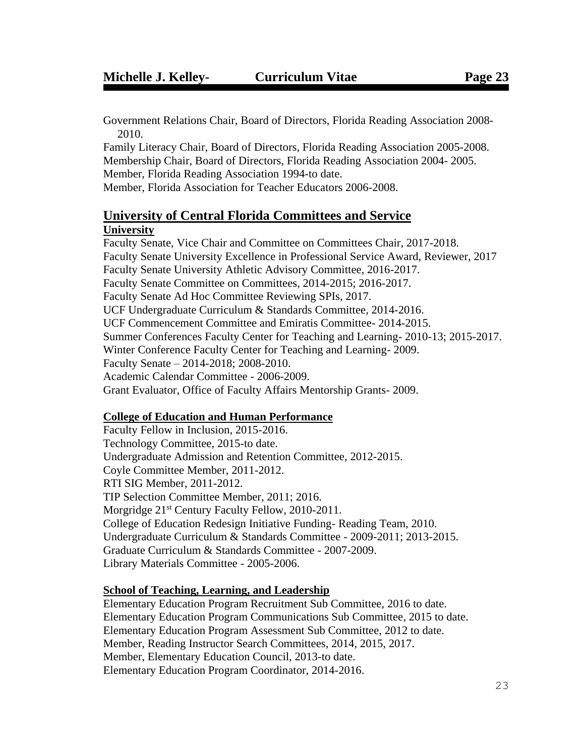Government Relations Chair, Board of Directors, Florida Reading Association 2008-2010.
Family Literacy Chair, Board of Directors, Florida Reading Association 2005-2008.
Membership Chair, Board of Directors, Florida Reading Association 2004- 2005.
Member, Florida Reading Association 1994-to date.
Member, Florida Association for Teacher Educators 2006-2008.

## University of Central Florida Committees and Service

### University

Faculty Senate, Vice Chair and Committee on Committees Chair, 2017-2018.
Faculty Senate University Excellence in Professional Service Award, Reviewer, 2017
Faculty Senate University Athletic Advisory Committee, 2016-2017.
Faculty Senate Committee on Committees, 2014-2015; 2016-2017.
Faculty Senate Ad Hoc Committee Reviewing SPIs, 2017.
UCF Undergraduate Curriculum & Standards Committee, 2014-2016.
UCF Commencement Committee and Emiratis Committee- 2014-2015.
Summer Conferences Faculty Center for Teaching and Learning- 2010-13; 2015-2017.
Winter Conference Faculty Center for Teaching and Learning- 2009.
Faculty Senate – 2014-2018; 2008-2010.
Academic Calendar Committee - 2006-2009.
Grant Evaluator, Office of Faculty Affairs Mentorship Grants- 2009.

### College of Education and Human Performance

Faculty Fellow in Inclusion, 2015-2016.
Technology Committee, 2015-to date.
Undergraduate Admission and Retention Committee, 2012-2015.
Coyle Committee Member, 2011-2012.
RTI SIG Member, 2011-2012.
TIP Selection Committee Member, 2011; 2016.
Morgridge 21st Century Faculty Fellow, 2010-2011.
College of Education Redesign Initiative Funding- Reading Team, 2010.
Undergraduate Curriculum & Standards Committee - 2009-2011; 2013-2015.
Graduate Curriculum & Standards Committee - 2007-2009.
Library Materials Committee - 2005-2006.

### School of Teaching, Learning, and Leadership

Elementary Education Program Recruitment Sub Committee, 2016 to date.
Elementary Education Program Communications Sub Committee, 2015 to date.
Elementary Education Program Assessment Sub Committee, 2012 to date.
Member, Reading Instructor Search Committees, 2014, 2015, 2017.
Member, Elementary Education Council, 2013-to date.
Elementary Education Program Coordinator, 2014-2016.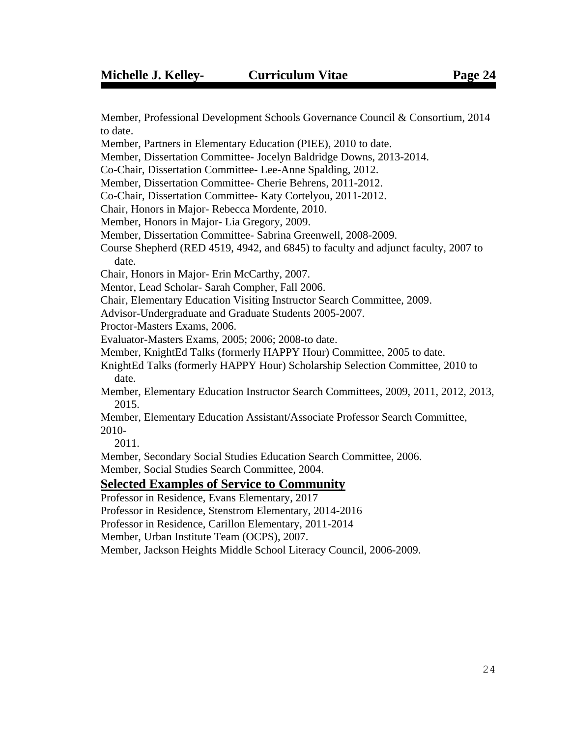Member, Professional Development Schools Governance Council & Consortium, 2014 to date.

Member, Partners in Elementary Education (PIEE), 2010 to date.

Member, Dissertation Committee- Jocelyn Baldridge Downs, 2013-2014.

Co-Chair, Dissertation Committee- Lee-Anne Spalding, 2012.

Member, Dissertation Committee- Cherie Behrens, 2011-2012.

Co-Chair, Dissertation Committee- Katy Cortelyou, 2011-2012.

Chair, Honors in Major- Rebecca Mordente, 2010.

Member, Honors in Major- Lia Gregory, 2009.

Member, Dissertation Committee- Sabrina Greenwell, 2008-2009.

Course Shepherd (RED 4519, 4942, and 6845) to faculty and adjunct faculty, 2007 to date.

Chair, Honors in Major- Erin McCarthy, 2007.

Mentor, Lead Scholar- Sarah Compher, Fall 2006.

Chair, Elementary Education Visiting Instructor Search Committee, 2009.

Advisor-Undergraduate and Graduate Students 2005-2007.

Proctor-Masters Exams, 2006.

Evaluator-Masters Exams, 2005; 2006; 2008-to date.

Member, KnightEd Talks (formerly HAPPY Hour) Committee, 2005 to date.

KnightEd Talks (formerly HAPPY Hour) Scholarship Selection Committee, 2010 to date.

Member, Elementary Education Instructor Search Committees, 2009, 2011, 2012, 2013, 2015.

Member, Elementary Education Assistant/Associate Professor Search Committee, 2010-2011.

Member, Secondary Social Studies Education Search Committee, 2006.

Member, Social Studies Search Committee, 2004.

## Selected Examples of Service to Community

Professor in Residence, Evans Elementary, 2017

Professor in Residence, Stenstrom Elementary, 2014-2016

Professor in Residence, Carillon Elementary, 2011-2014

Member, Urban Institute Team (OCPS), 2007.

Member, Jackson Heights Middle School Literacy Council, 2006-2009.